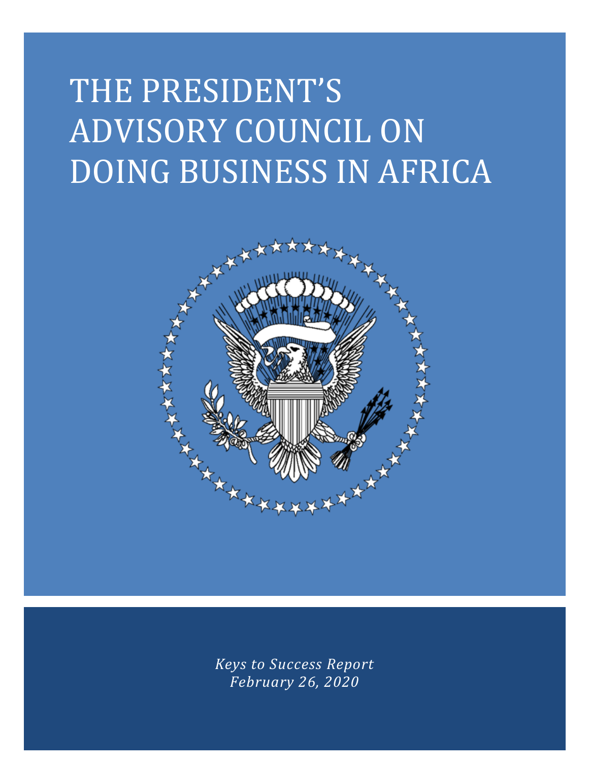# THE PRESIDENT'S ADVISORY COUNCIL ON DOING BUSINESS IN AFRICA

*Keys to Success Report*
*February 26, 2020*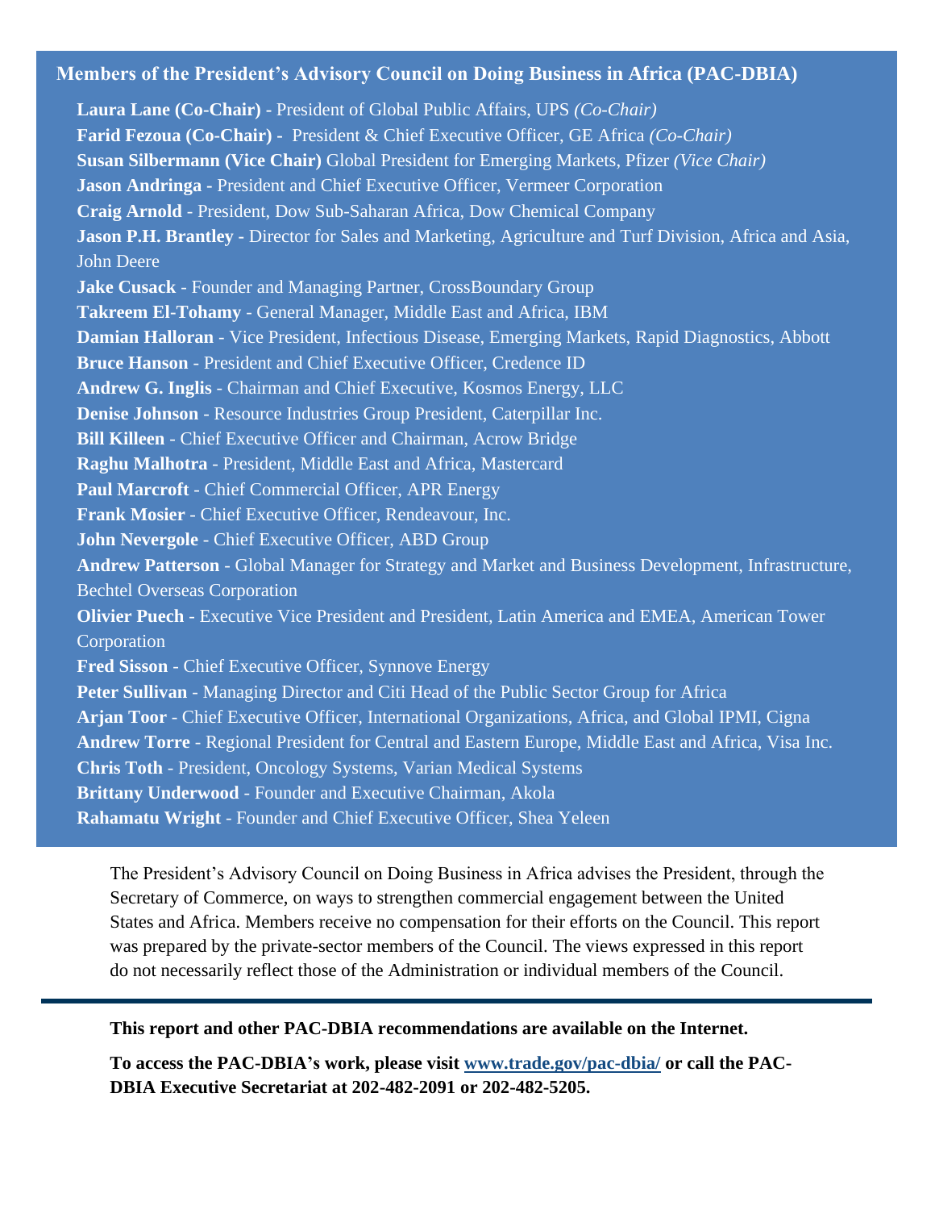## Members of the President's Advisory Council on Doing Business in Africa (PAC-DBIA)

**Laura Lane (Co-Chair)** - President of Global Public Affairs, UPS *(Co-Chair)*
**Farid Fezoua (Co-Chair)** - President & Chief Executive Officer, GE Africa *(Co-Chair)*
**Susan Silbermann (Vice Chair)** Global President for Emerging Markets, Pfizer *(Vice Chair)*
**Jason Andringa** - President and Chief Executive Officer, Vermeer Corporation
**Craig Arnold** - President, Dow Sub-Saharan Africa, Dow Chemical Company
**Jason P.H. Brantley** - Director for Sales and Marketing, Agriculture and Turf Division, Africa and Asia, John Deere
**Jake Cusack** - Founder and Managing Partner, CrossBoundary Group
**Takreem El-Tohamy** - General Manager, Middle East and Africa, IBM
**Damian Halloran** - Vice President, Infectious Disease, Emerging Markets, Rapid Diagnostics, Abbott
**Bruce Hanson** - President and Chief Executive Officer, Credence ID
**Andrew G. Inglis** - Chairman and Chief Executive, Kosmos Energy, LLC
**Denise Johnson** - Resource Industries Group President, Caterpillar Inc.
**Bill Killeen** - Chief Executive Officer and Chairman, Acrow Bridge
**Raghu Malhotra** - President, Middle East and Africa, Mastercard
**Paul Marcroft** - Chief Commercial Officer, APR Energy
**Frank Mosier** - Chief Executive Officer, Rendeavour, Inc.
**John Nevergole** - Chief Executive Officer, ABD Group
**Andrew Patterson** - Global Manager for Strategy and Market and Business Development, Infrastructure, Bechtel Overseas Corporation
**Olivier Puech** - Executive Vice President and President, Latin America and EMEA, American Tower Corporation
**Fred Sisson** - Chief Executive Officer, Synnove Energy
**Peter Sullivan** - Managing Director and Citi Head of the Public Sector Group for Africa
**Arjan Toor** - Chief Executive Officer, International Organizations, Africa, and Global IPMI, Cigna
**Andrew Torre** - Regional President for Central and Eastern Europe, Middle East and Africa, Visa Inc.
**Chris Toth** - President, Oncology Systems, Varian Medical Systems
**Brittany Underwood** - Founder and Executive Chairman, Akola
**Rahamatu Wright** - Founder and Chief Executive Officer, Shea Yeleen

The President's Advisory Council on Doing Business in Africa advises the President, through the Secretary of Commerce, on ways to strengthen commercial engagement between the United States and Africa. Members receive no compensation for their efforts on the Council. This report was prepared by the private-sector members of the Council. The views expressed in this report do not necessarily reflect those of the Administration or individual members of the Council.

---

**This report and other PAC-DBIA recommendations are available on the Internet.**

**To access the PAC-DBIA's work, please visit [www.trade.gov/pac-dbia/](www.trade.gov/pac-dbia/) or call the PAC-DBIA Executive Secretariat at 202-482-2091 or 202-482-5205.**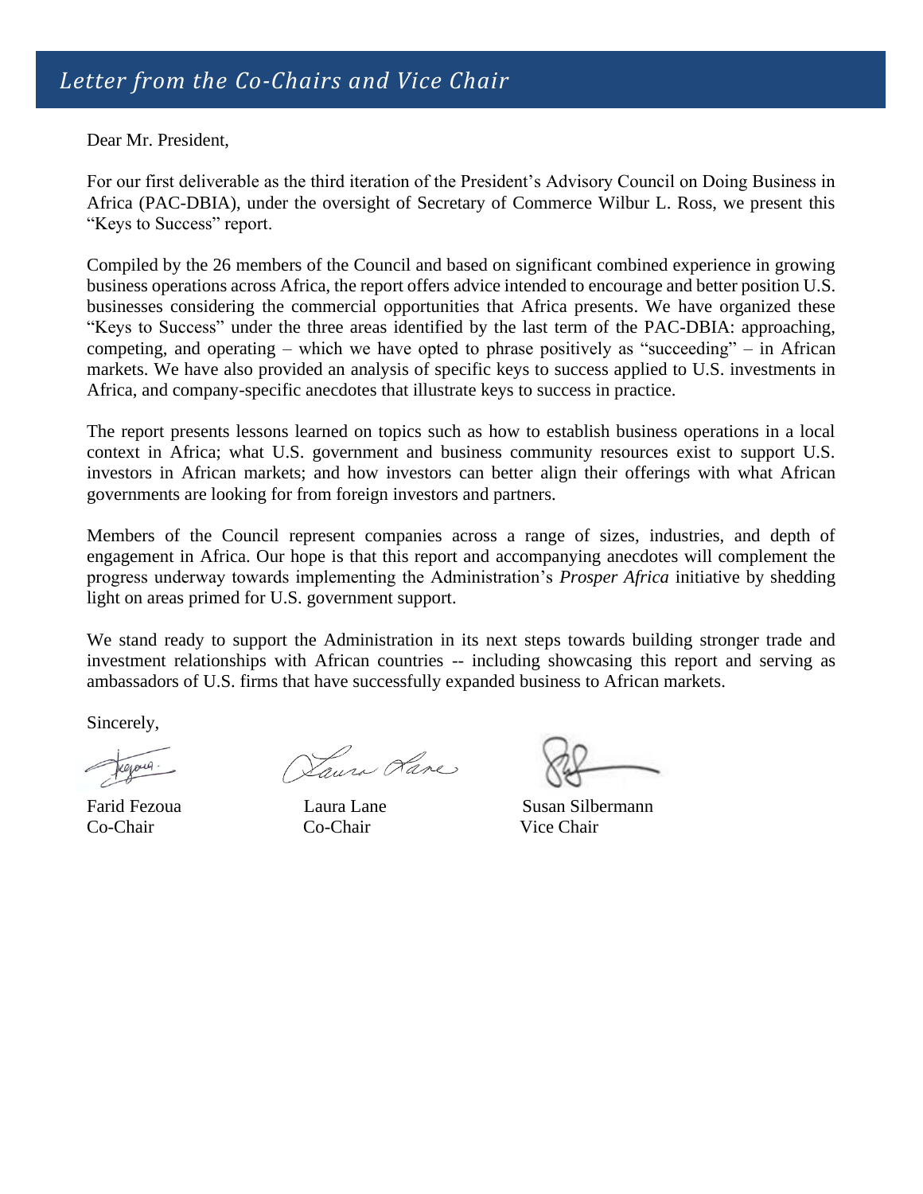## *Letter from the Co-Chairs and Vice Chair*

Dear Mr. President,

For our first deliverable as the third iteration of the President's Advisory Council on Doing Business in Africa (PAC-DBIA), under the oversight of Secretary of Commerce Wilbur L. Ross, we present this "Keys to Success" report.

Compiled by the 26 members of the Council and based on significant combined experience in growing business operations across Africa, the report offers advice intended to encourage and better position U.S. businesses considering the commercial opportunities that Africa presents. We have organized these "Keys to Success" under the three areas identified by the last term of the PAC-DBIA: approaching, competing, and operating – which we have opted to phrase positively as "succeeding" – in African markets. We have also provided an analysis of specific keys to success applied to U.S. investments in Africa, and company-specific anecdotes that illustrate keys to success in practice.

The report presents lessons learned on topics such as how to establish business operations in a local context in Africa; what U.S. government and business community resources exist to support U.S. investors in African markets; and how investors can better align their offerings with what African governments are looking for from foreign investors and partners.

Members of the Council represent companies across a range of sizes, industries, and depth of engagement in Africa. Our hope is that this report and accompanying anecdotes will complement the progress underway towards implementing the Administration's *Prosper Africa* initiative by shedding light on areas primed for U.S. government support.

We stand ready to support the Administration in its next steps towards building stronger trade and investment relationships with African countries -- including showcasing this report and serving as ambassadors of U.S. firms that have successfully expanded business to African markets.

Sincerely,

Farid Fezoua
Co-Chair

Laura Lane
Co-Chair

Susan Silbermann
Vice Chair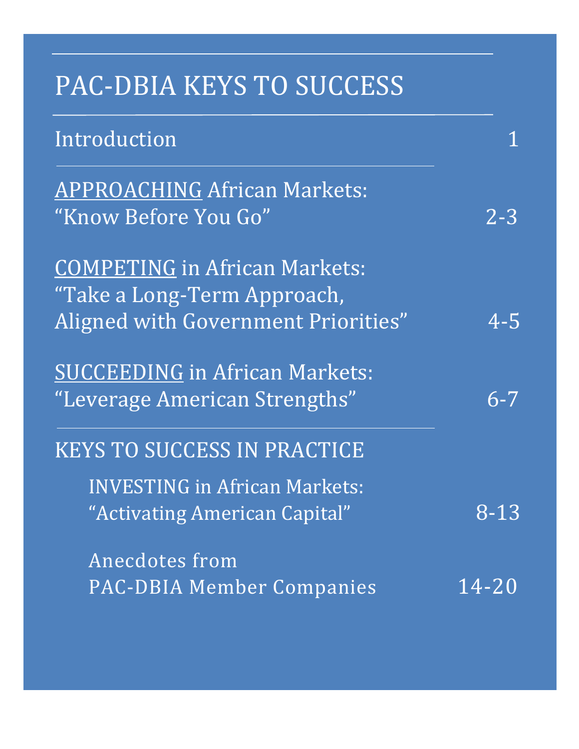# PAC-DBIA KEYS TO SUCCESS

| | |
|---|---|
| Introduction | 1 |
| APPROACHING African Markets: "Know Before You Go" | 2-3 |
| COMPETING in African Markets: "Take a Long-Term Approach, Aligned with Government Priorities" | 4-5 |
| SUCCEEDING in African Markets: "Leverage American Strengths" | 6-7 |
| KEYS TO SUCCESS IN PRACTICE | |
| INVESTING in African Markets: "Activating American Capital" | 8-13 |
| Anecdotes from PAC-DBIA Member Companies | 14-20 |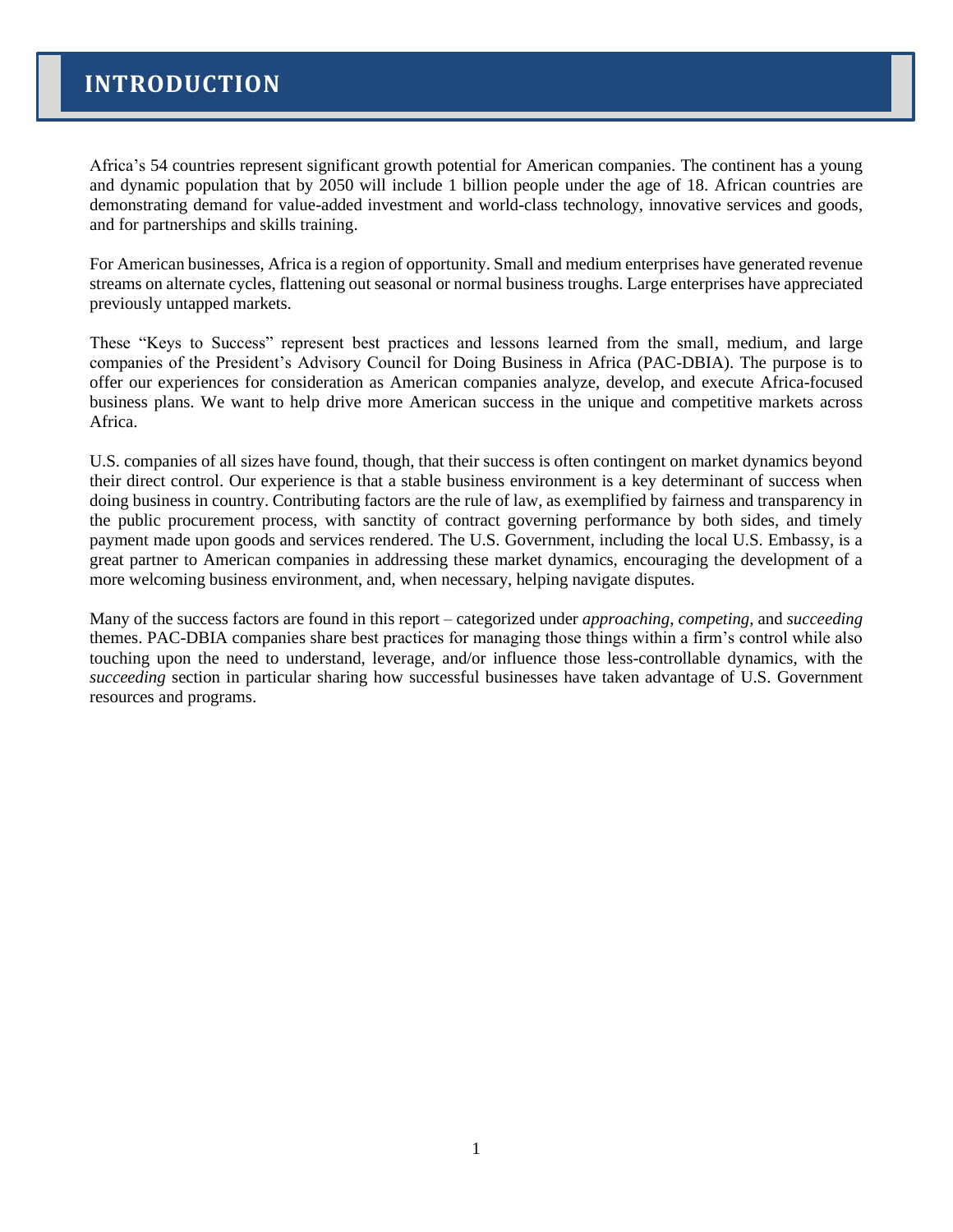# INTRODUCTION

Africa's 54 countries represent significant growth potential for American companies. The continent has a young and dynamic population that by 2050 will include 1 billion people under the age of 18. African countries are demonstrating demand for value-added investment and world-class technology, innovative services and goods, and for partnerships and skills training.

For American businesses, Africa is a region of opportunity. Small and medium enterprises have generated revenue streams on alternate cycles, flattening out seasonal or normal business troughs. Large enterprises have appreciated previously untapped markets.

These "Keys to Success" represent best practices and lessons learned from the small, medium, and large companies of the President's Advisory Council for Doing Business in Africa (PAC-DBIA). The purpose is to offer our experiences for consideration as American companies analyze, develop, and execute Africa-focused business plans. We want to help drive more American success in the unique and competitive markets across Africa.

U.S. companies of all sizes have found, though, that their success is often contingent on market dynamics beyond their direct control. Our experience is that a stable business environment is a key determinant of success when doing business in country. Contributing factors are the rule of law, as exemplified by fairness and transparency in the public procurement process, with sanctity of contract governing performance by both sides, and timely payment made upon goods and services rendered. The U.S. Government, including the local U.S. Embassy, is a great partner to American companies in addressing these market dynamics, encouraging the development of a more welcoming business environment, and, when necessary, helping navigate disputes.

Many of the success factors are found in this report – categorized under *approaching*, *competing*, and *succeeding* themes. PAC-DBIA companies share best practices for managing those things within a firm's control while also touching upon the need to understand, leverage, and/or influence those less-controllable dynamics, with the *succeeding* section in particular sharing how successful businesses have taken advantage of U.S. Government resources and programs.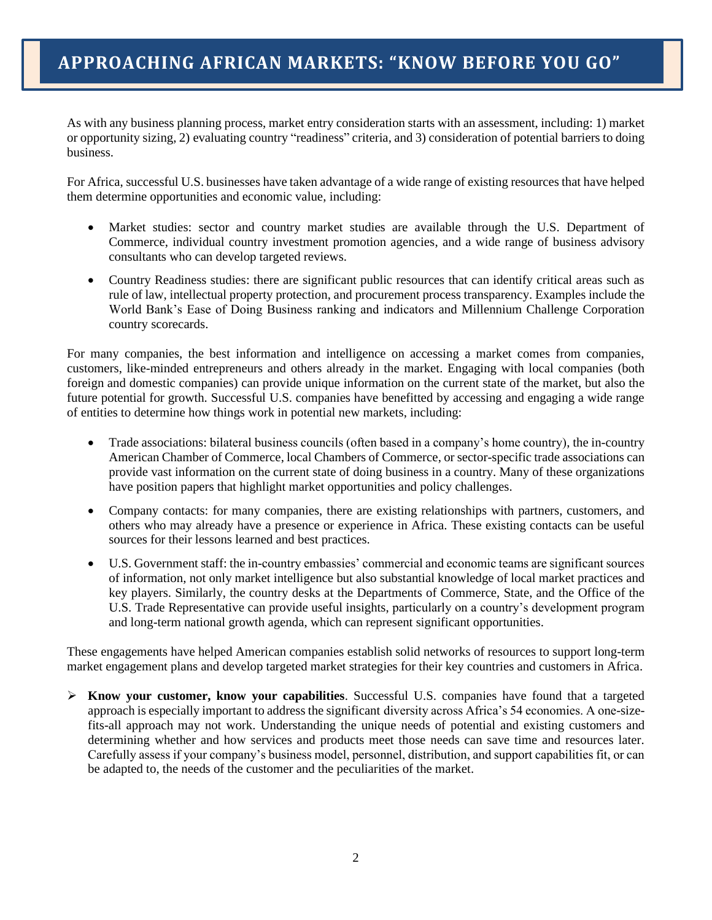# APPROACHING AFRICAN MARKETS: "KNOW BEFORE YOU GO"

As with any business planning process, market entry consideration starts with an assessment, including: 1) market or opportunity sizing, 2) evaluating country "readiness" criteria, and 3) consideration of potential barriers to doing business.

For Africa, successful U.S. businesses have taken advantage of a wide range of existing resources that have helped them determine opportunities and economic value, including:

- Market studies: sector and country market studies are available through the U.S. Department of Commerce, individual country investment promotion agencies, and a wide range of business advisory consultants who can develop targeted reviews.
- Country Readiness studies: there are significant public resources that can identify critical areas such as rule of law, intellectual property protection, and procurement process transparency. Examples include the World Bank's Ease of Doing Business ranking and indicators and Millennium Challenge Corporation country scorecards.

For many companies, the best information and intelligence on accessing a market comes from companies, customers, like-minded entrepreneurs and others already in the market. Engaging with local companies (both foreign and domestic companies) can provide unique information on the current state of the market, but also the future potential for growth. Successful U.S. companies have benefitted by accessing and engaging a wide range of entities to determine how things work in potential new markets, including:

- Trade associations: bilateral business councils (often based in a company's home country), the in-country American Chamber of Commerce, local Chambers of Commerce, or sector-specific trade associations can provide vast information on the current state of doing business in a country. Many of these organizations have position papers that highlight market opportunities and policy challenges.
- Company contacts: for many companies, there are existing relationships with partners, customers, and others who may already have a presence or experience in Africa. These existing contacts can be useful sources for their lessons learned and best practices.
- U.S. Government staff: the in-country embassies' commercial and economic teams are significant sources of information, not only market intelligence but also substantial knowledge of local market practices and key players. Similarly, the country desks at the Departments of Commerce, State, and the Office of the U.S. Trade Representative can provide useful insights, particularly on a country's development program and long-term national growth agenda, which can represent significant opportunities.

These engagements have helped American companies establish solid networks of resources to support long-term market engagement plans and develop targeted market strategies for their key countries and customers in Africa.

- **Know your customer, know your capabilities**. Successful U.S. companies have found that a targeted approach is especially important to address the significant diversity across Africa's 54 economies. A one-size-fits-all approach may not work. Understanding the unique needs of potential and existing customers and determining whether and how services and products meet those needs can save time and resources later. Carefully assess if your company's business model, personnel, distribution, and support capabilities fit, or can be adapted to, the needs of the customer and the peculiarities of the market.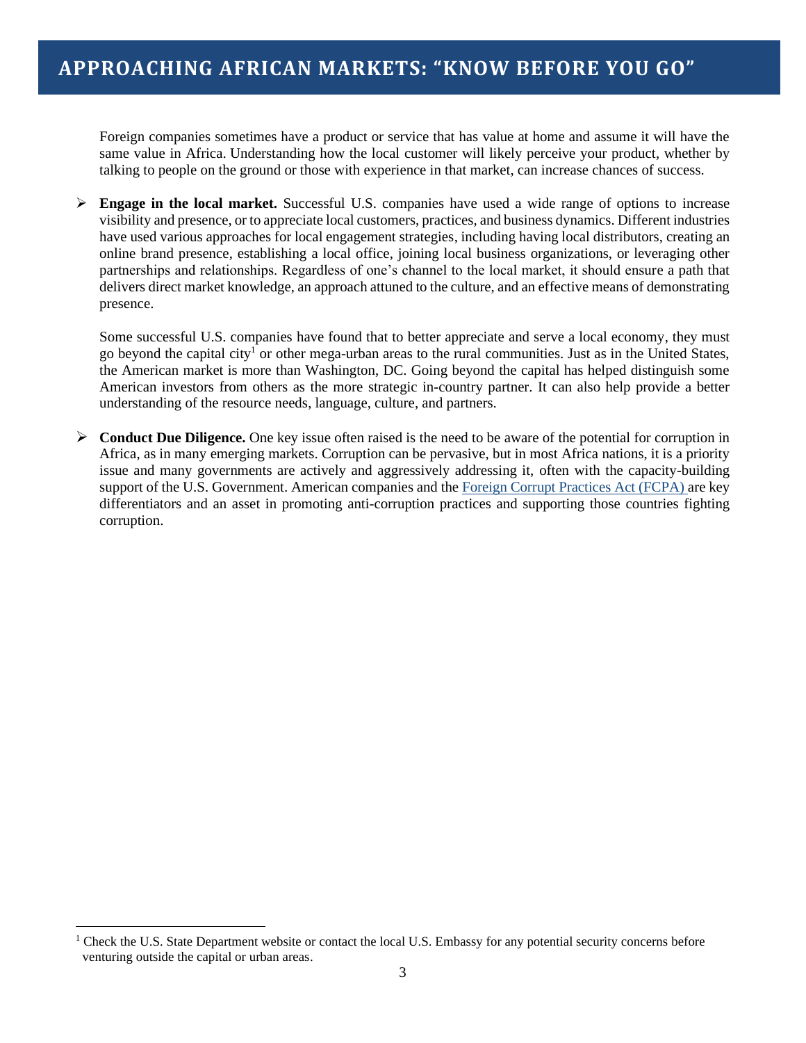# APPROACHING AFRICAN MARKETS: "KNOW BEFORE YOU GO"

Foreign companies sometimes have a product or service that has value at home and assume it will have the same value in Africa. Understanding how the local customer will likely perceive your product, whether by talking to people on the ground or those with experience in that market, can increase chances of success.

- **Engage in the local market.** Successful U.S. companies have used a wide range of options to increase visibility and presence, or to appreciate local customers, practices, and business dynamics. Different industries have used various approaches for local engagement strategies, including having local distributors, creating an online brand presence, establishing a local office, joining local business organizations, or leveraging other partnerships and relationships. Regardless of one's channel to the local market, it should ensure a path that delivers direct market knowledge, an approach attuned to the culture, and an effective means of demonstrating presence.

  Some successful U.S. companies have found that to better appreciate and serve a local economy, they must go beyond the capital city[1] or other mega-urban areas to the rural communities. Just as in the United States, the American market is more than Washington, DC. Going beyond the capital has helped distinguish some American investors from others as the more strategic in-country partner. It can also help provide a better understanding of the resource needs, language, culture, and partners.

- **Conduct Due Diligence.** One key issue often raised is the need to be aware of the potential for corruption in Africa, as in many emerging markets. Corruption can be pervasive, but in most Africa nations, it is a priority issue and many governments are actively and aggressively addressing it, often with the capacity-building support of the U.S. Government. American companies and the Foreign Corrupt Practices Act (FCPA) are key differentiators and an asset in promoting anti-corruption practices and supporting those countries fighting corruption.

---

[1] Check the U.S. State Department website or contact the local U.S. Embassy for any potential security concerns before venturing outside the capital or urban areas.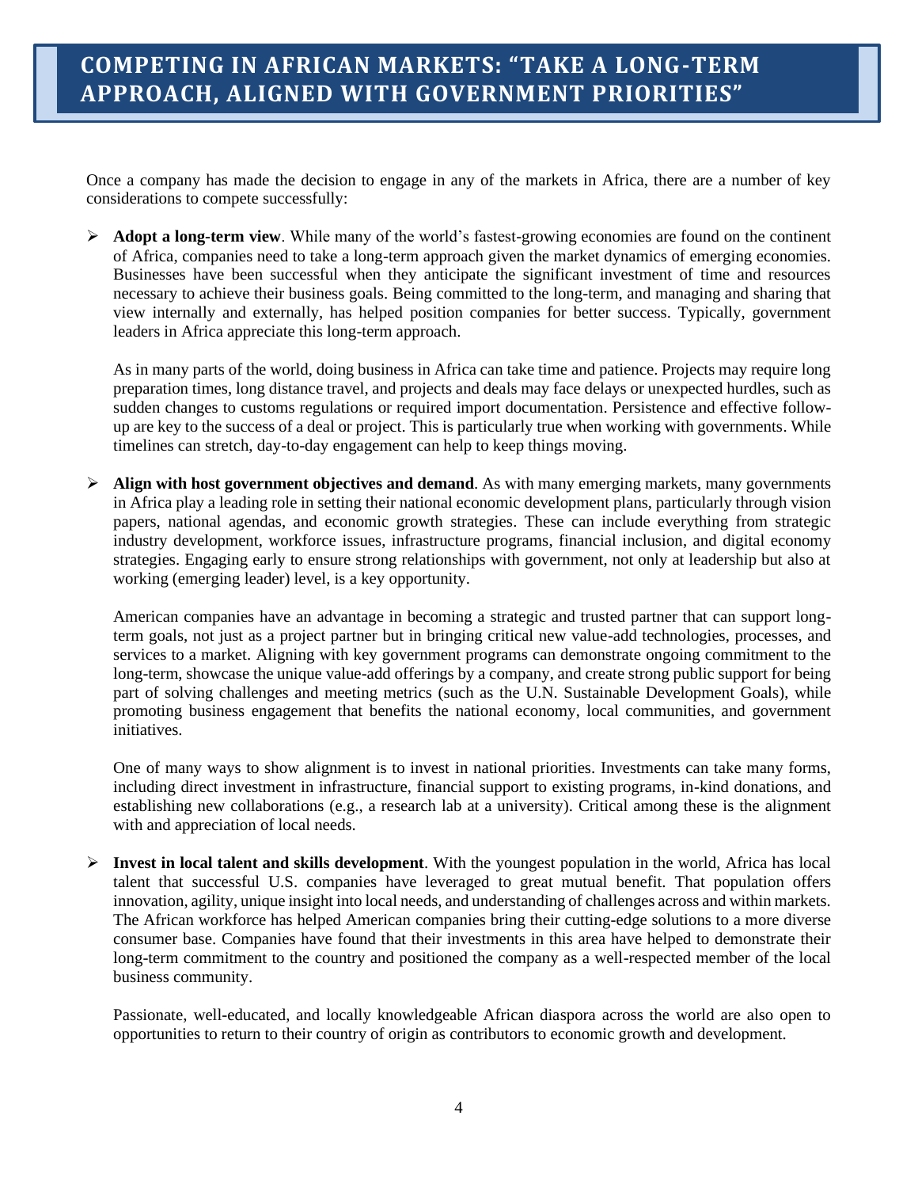# COMPETING IN AFRICAN MARKETS: "TAKE A LONG-TERM APPROACH, ALIGNED WITH GOVERNMENT PRIORITIES"

Once a company has made the decision to engage in any of the markets in Africa, there are a number of key considerations to compete successfully:

- **Adopt a long-term view**. While many of the world's fastest-growing economies are found on the continent of Africa, companies need to take a long-term approach given the market dynamics of emerging economies. Businesses have been successful when they anticipate the significant investment of time and resources necessary to achieve their business goals. Being committed to the long-term, and managing and sharing that view internally and externally, has helped position companies for better success. Typically, government leaders in Africa appreciate this long-term approach.

  As in many parts of the world, doing business in Africa can take time and patience. Projects may require long preparation times, long distance travel, and projects and deals may face delays or unexpected hurdles, such as sudden changes to customs regulations or required import documentation. Persistence and effective follow-up are key to the success of a deal or project. This is particularly true when working with governments. While timelines can stretch, day-to-day engagement can help to keep things moving.

- **Align with host government objectives and demand**. As with many emerging markets, many governments in Africa play a leading role in setting their national economic development plans, particularly through vision papers, national agendas, and economic growth strategies. These can include everything from strategic industry development, workforce issues, infrastructure programs, financial inclusion, and digital economy strategies. Engaging early to ensure strong relationships with government, not only at leadership but also at working (emerging leader) level, is a key opportunity.

  American companies have an advantage in becoming a strategic and trusted partner that can support long-term goals, not just as a project partner but in bringing critical new value-add technologies, processes, and services to a market. Aligning with key government programs can demonstrate ongoing commitment to the long-term, showcase the unique value-add offerings by a company, and create strong public support for being part of solving challenges and meeting metrics (such as the U.N. Sustainable Development Goals), while promoting business engagement that benefits the national economy, local communities, and government initiatives.

  One of many ways to show alignment is to invest in national priorities. Investments can take many forms, including direct investment in infrastructure, financial support to existing programs, in-kind donations, and establishing new collaborations (e.g., a research lab at a university). Critical among these is the alignment with and appreciation of local needs.

- **Invest in local talent and skills development**. With the youngest population in the world, Africa has local talent that successful U.S. companies have leveraged to great mutual benefit. That population offers innovation, agility, unique insight into local needs, and understanding of challenges across and within markets. The African workforce has helped American companies bring their cutting-edge solutions to a more diverse consumer base. Companies have found that their investments in this area have helped to demonstrate their long-term commitment to the country and positioned the company as a well-respected member of the local business community.

  Passionate, well-educated, and locally knowledgeable African diaspora across the world are also open to opportunities to return to their country of origin as contributors to economic growth and development.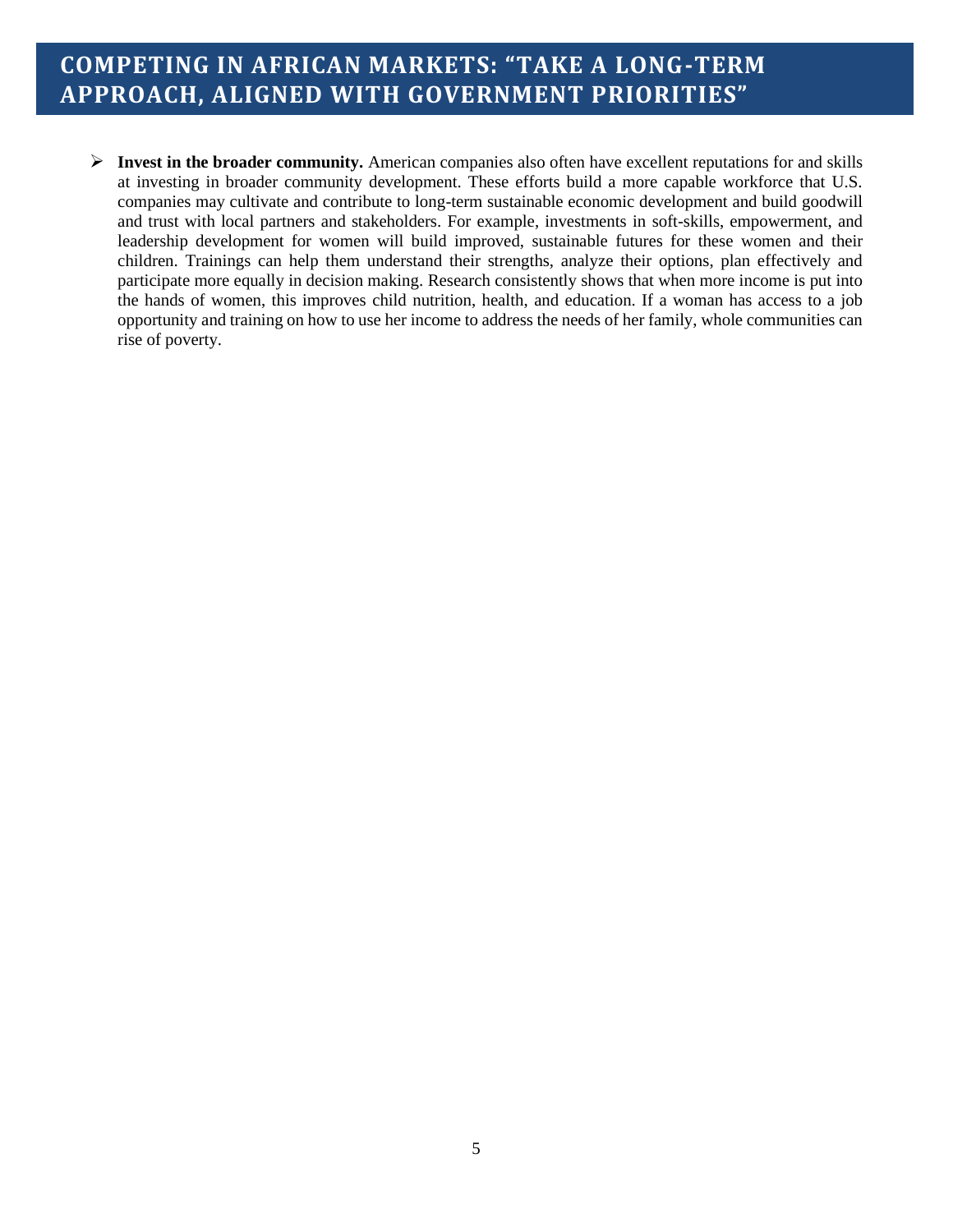# COMPETING IN AFRICAN MARKETS: "TAKE A LONG-TERM APPROACH, ALIGNED WITH GOVERNMENT PRIORITIES"

- **Invest in the broader community.** American companies also often have excellent reputations for and skills at investing in broader community development. These efforts build a more capable workforce that U.S. companies may cultivate and contribute to long-term sustainable economic development and build goodwill and trust with local partners and stakeholders. For example, investments in soft-skills, empowerment, and leadership development for women will build improved, sustainable futures for these women and their children. Trainings can help them understand their strengths, analyze their options, plan effectively and participate more equally in decision making. Research consistently shows that when more income is put into the hands of women, this improves child nutrition, health, and education. If a woman has access to a job opportunity and training on how to use her income to address the needs of her family, whole communities can rise of poverty.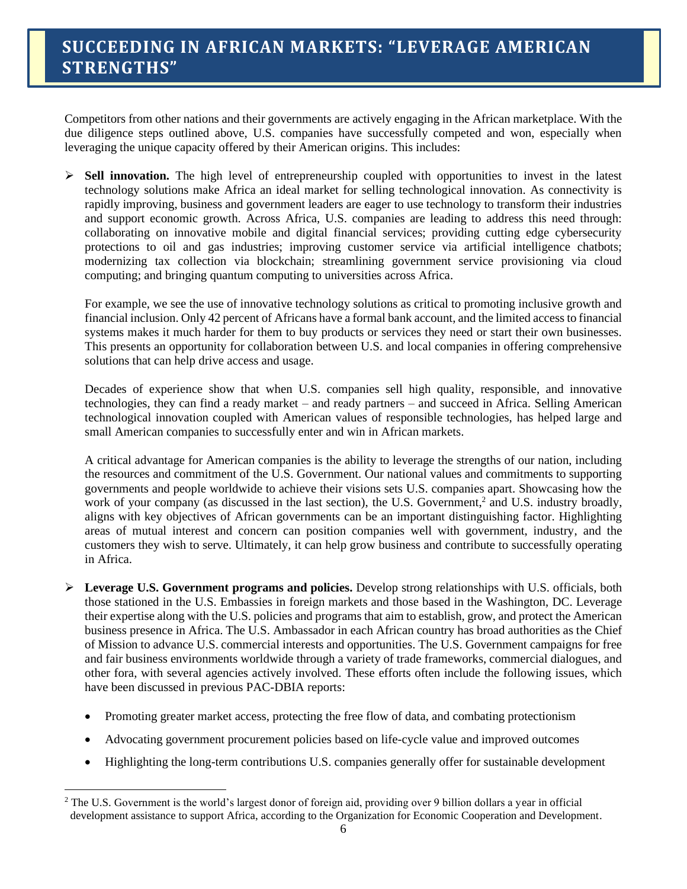# SUCCEEDING IN AFRICAN MARKETS: "LEVERAGE AMERICAN STRENGTHS"

Competitors from other nations and their governments are actively engaging in the African marketplace. With the due diligence steps outlined above, U.S. companies have successfully competed and won, especially when leveraging the unique capacity offered by their American origins. This includes:

- **Sell innovation.** The high level of entrepreneurship coupled with opportunities to invest in the latest technology solutions make Africa an ideal market for selling technological innovation. As connectivity is rapidly improving, business and government leaders are eager to use technology to transform their industries and support economic growth. Across Africa, U.S. companies are leading to address this need through: collaborating on innovative mobile and digital financial services; providing cutting edge cybersecurity protections to oil and gas industries; improving customer service via artificial intelligence chatbots; modernizing tax collection via blockchain; streamlining government service provisioning via cloud computing; and bringing quantum computing to universities across Africa.

  For example, we see the use of innovative technology solutions as critical to promoting inclusive growth and financial inclusion. Only 42 percent of Africans have a formal bank account, and the limited access to financial systems makes it much harder for them to buy products or services they need or start their own businesses. This presents an opportunity for collaboration between U.S. and local companies in offering comprehensive solutions that can help drive access and usage.

  Decades of experience show that when U.S. companies sell high quality, responsible, and innovative technologies, they can find a ready market – and ready partners – and succeed in Africa. Selling American technological innovation coupled with American values of responsible technologies, has helped large and small American companies to successfully enter and win in African markets.

  A critical advantage for American companies is the ability to leverage the strengths of our nation, including the resources and commitment of the U.S. Government. Our national values and commitments to supporting governments and people worldwide to achieve their visions sets U.S. companies apart. Showcasing how the work of your company (as discussed in the last section), the U.S. Government,[2] and U.S. industry broadly, aligns with key objectives of African governments can be an important distinguishing factor. Highlighting areas of mutual interest and concern can position companies well with government, industry, and the customers they wish to serve. Ultimately, it can help grow business and contribute to successfully operating in Africa.

- **Leverage U.S. Government programs and policies.** Develop strong relationships with U.S. officials, both those stationed in the U.S. Embassies in foreign markets and those based in the Washington, DC. Leverage their expertise along with the U.S. policies and programs that aim to establish, grow, and protect the American business presence in Africa. The U.S. Ambassador in each African country has broad authorities as the Chief of Mission to advance U.S. commercial interests and opportunities. The U.S. Government campaigns for free and fair business environments worldwide through a variety of trade frameworks, commercial dialogues, and other fora, with several agencies actively involved. These efforts often include the following issues, which have been discussed in previous PAC-DBIA reports:

  - Promoting greater market access, protecting the free flow of data, and combating protectionism
  - Advocating government procurement policies based on life-cycle value and improved outcomes
  - Highlighting the long-term contributions U.S. companies generally offer for sustainable development

[2] The U.S. Government is the world's largest donor of foreign aid, providing over 9 billion dollars a year in official development assistance to support Africa, according to the Organization for Economic Cooperation and Development.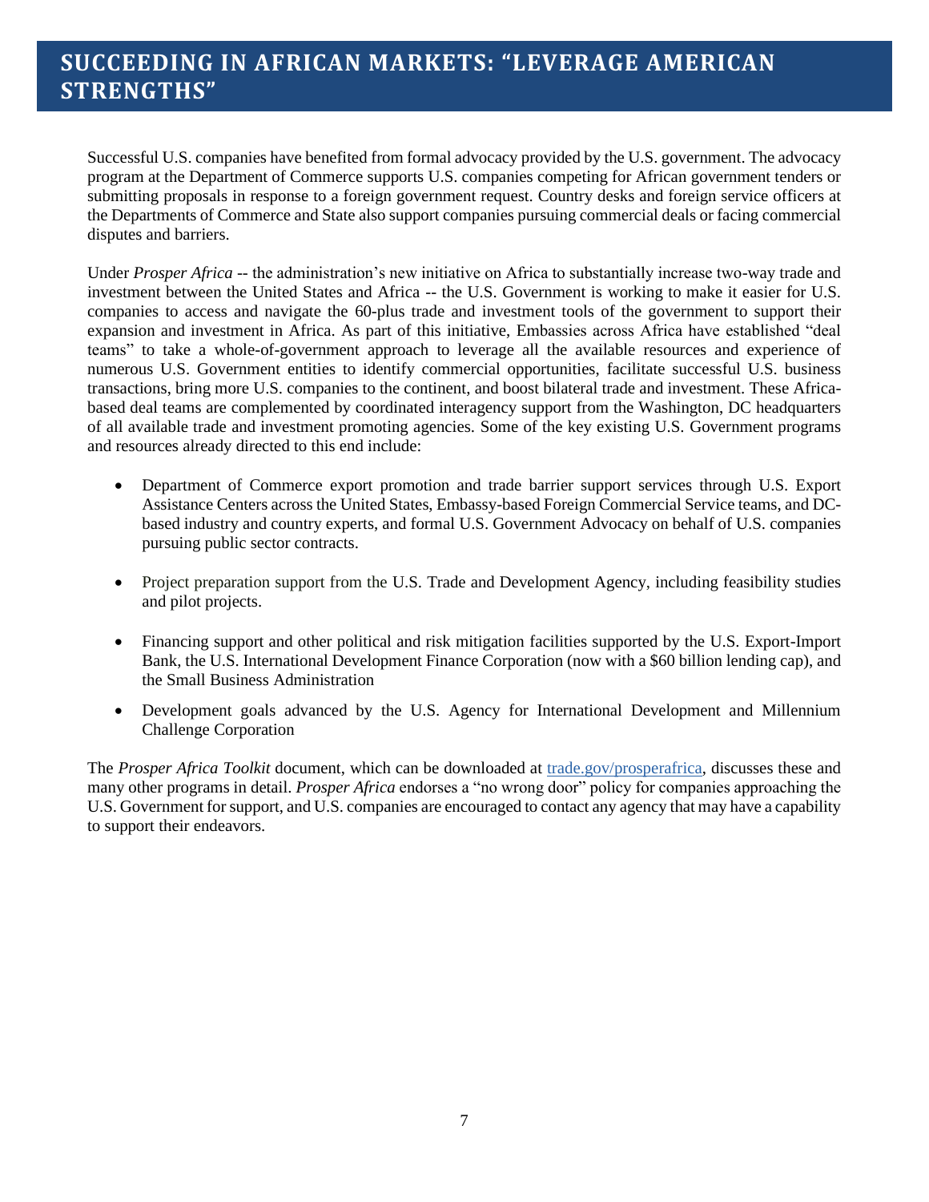# SUCCEEDING IN AFRICAN MARKETS: "LEVERAGE AMERICAN STRENGTHS"

Successful U.S. companies have benefited from formal advocacy provided by the U.S. government. The advocacy program at the Department of Commerce supports U.S. companies competing for African government tenders or submitting proposals in response to a foreign government request. Country desks and foreign service officers at the Departments of Commerce and State also support companies pursuing commercial deals or facing commercial disputes and barriers.

Under *Prosper Africa* -- the administration's new initiative on Africa to substantially increase two-way trade and investment between the United States and Africa -- the U.S. Government is working to make it easier for U.S. companies to access and navigate the 60-plus trade and investment tools of the government to support their expansion and investment in Africa. As part of this initiative, Embassies across Africa have established "deal teams" to take a whole-of-government approach to leverage all the available resources and experience of numerous U.S. Government entities to identify commercial opportunities, facilitate successful U.S. business transactions, bring more U.S. companies to the continent, and boost bilateral trade and investment. These Africa-based deal teams are complemented by coordinated interagency support from the Washington, DC headquarters of all available trade and investment promoting agencies. Some of the key existing U.S. Government programs and resources already directed to this end include:

- Department of Commerce export promotion and trade barrier support services through U.S. Export Assistance Centers across the United States, Embassy-based Foreign Commercial Service teams, and DC-based industry and country experts, and formal U.S. Government Advocacy on behalf of U.S. companies pursuing public sector contracts.

- Project preparation support from the U.S. Trade and Development Agency, including feasibility studies and pilot projects.

- Financing support and other political and risk mitigation facilities supported by the U.S. Export-Import Bank, the U.S. International Development Finance Corporation (now with a $60 billion lending cap), and the Small Business Administration

- Development goals advanced by the U.S. Agency for International Development and Millennium Challenge Corporation

The *Prosper Africa Toolkit* document, which can be downloaded at [trade.gov/prosperafrica](trade.gov/prosperafrica), discusses these and many other programs in detail. *Prosper Africa* endorses a "no wrong door" policy for companies approaching the U.S. Government for support, and U.S. companies are encouraged to contact any agency that may have a capability to support their endeavors.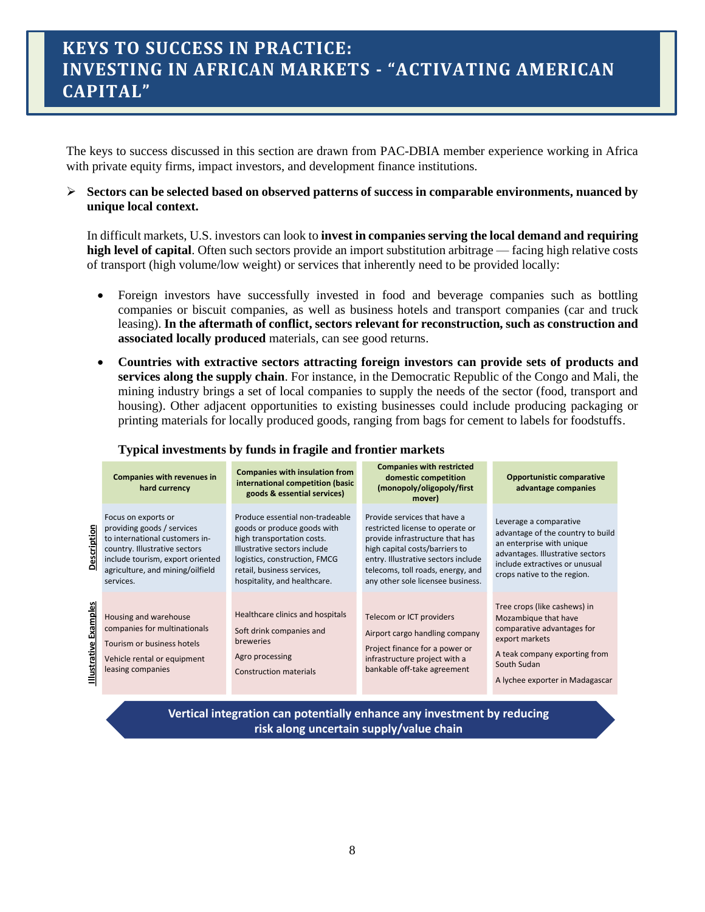# KEYS TO SUCCESS IN PRACTICE: INVESTING IN AFRICAN MARKETS - "ACTIVATING AMERICAN CAPITAL"

The keys to success discussed in this section are drawn from PAC-DBIA member experience working in Africa with private equity firms, impact investors, and development finance institutions.

- **Sectors can be selected based on observed patterns of success in comparable environments, nuanced by unique local context.**

  In difficult markets, U.S. investors can look to **invest in companies serving the local demand and requiring high level of capital**. Often such sectors provide an import substitution arbitrage — facing high relative costs of transport (high volume/low weight) or services that inherently need to be provided locally:

  - Foreign investors have successfully invested in food and beverage companies such as bottling companies or biscuit companies, as well as business hotels and transport companies (car and truck leasing). **In the aftermath of conflict, sectors relevant for reconstruction, such as construction and associated locally produced** materials, can see good returns.
  - **Countries with extractive sectors attracting foreign investors can provide sets of products and services along the supply chain**. For instance, in the Democratic Republic of the Congo and Mali, the mining industry brings a set of local companies to supply the needs of the sector (food, transport and housing). Other adjacent opportunities to existing businesses could include producing packaging or printing materials for locally produced goods, ranging from bags for cement to labels for foodstuffs.

**Typical investments by funds in fragile and frontier markets**

| | Companies with revenues in hard currency | Companies with insulation from international competition (basic goods & essential services) | Companies with restricted domestic competition (monopoly/oligopoly/first mover) | Opportunistic comparative advantage companies |
|---|---|---|---|---|
| **Description** | Focus on exports or providing goods / services to international customers in-country. Illustrative sectors include tourism, export oriented agriculture, and mining/oilfield services. | Produce essential non-tradeable goods or produce goods with high transportation costs. Illustrative sectors include logistics, construction, FMCG retail, business services, hospitality, and healthcare. | Provide services that have a restricted license to operate or provide infrastructure that has high capital costs/barriers to entry. Illustrative sectors include telecoms, toll roads, energy, and any other sole licensee business. | Leverage a comparative advantage of the country to build an enterprise with unique advantages. Illustrative sectors include extractives or unusual crops native to the region. |
| **Illustrative Examples** | Housing and warehouse companies for multinationals<br><br>Tourism or business hotels<br><br>Vehicle rental or equipment leasing companies | Healthcare clinics and hospitals<br><br>Soft drink companies and breweries<br><br>Agro processing<br><br>Construction materials | Telecom or ICT providers<br><br>Airport cargo handling company<br><br>Project finance for a power or infrastructure project with a bankable off-take agreement | Tree crops (like cashews) in Mozambique that have comparative advantages for export markets<br><br>A teak company exporting from South Sudan<br><br>A lychee exporter in Madagascar |

**Vertical integration can potentially enhance any investment by reducing risk along uncertain supply/value chain**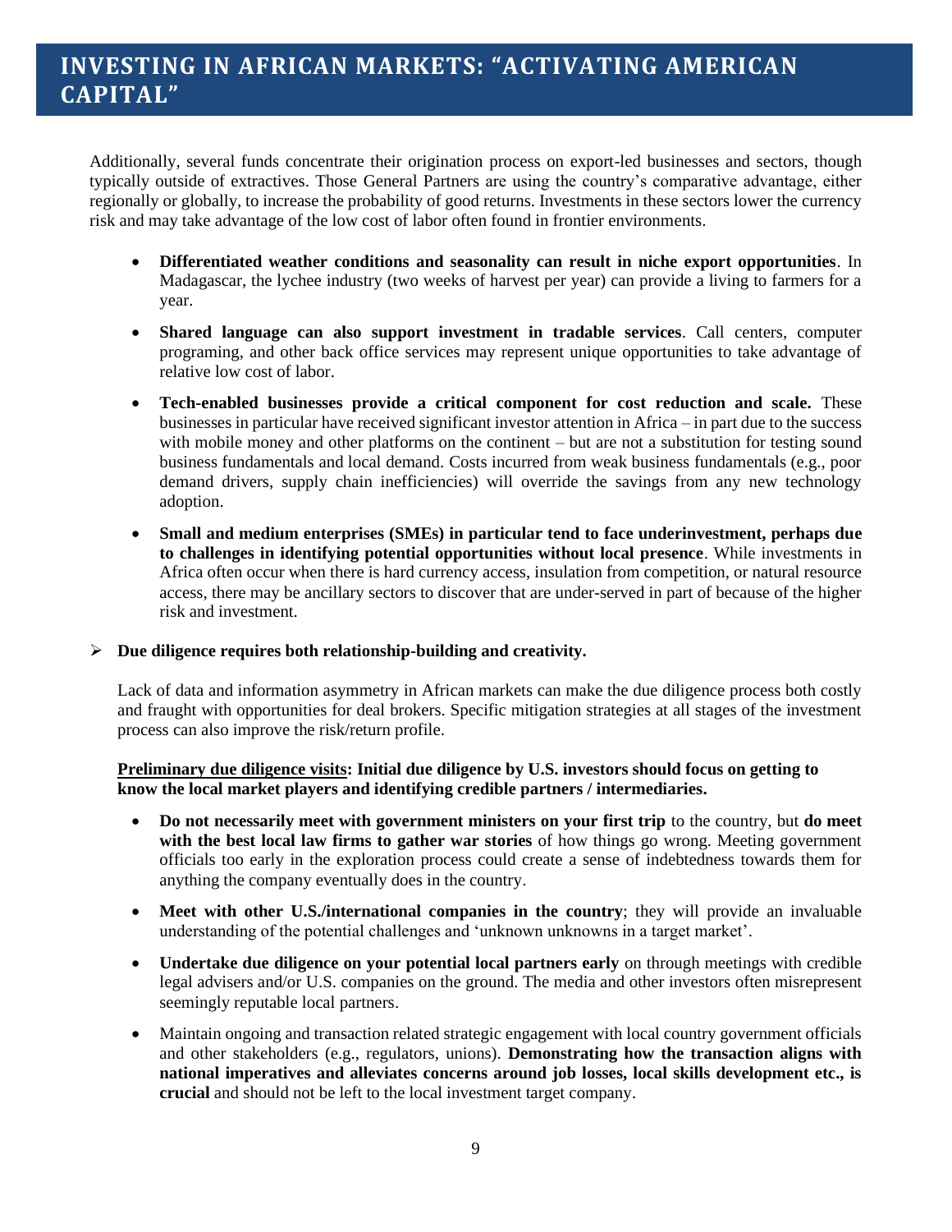Additionally, several funds concentrate their origination process on export-led businesses and sectors, though typically outside of extractives. Those General Partners are using the country's comparative advantage, either regionally or globally, to increase the probability of good returns. Investments in these sectors lower the currency risk and may take advantage of the low cost of labor often found in frontier environments.

- **Differentiated weather conditions and seasonality can result in niche export opportunities**. In Madagascar, the lychee industry (two weeks of harvest per year) can provide a living to farmers for a year.
- **Shared language can also support investment in tradable services**. Call centers, computer programing, and other back office services may represent unique opportunities to take advantage of relative low cost of labor.
- **Tech-enabled businesses provide a critical component for cost reduction and scale.** These businesses in particular have received significant investor attention in Africa – in part due to the success with mobile money and other platforms on the continent – but are not a substitution for testing sound business fundamentals and local demand. Costs incurred from weak business fundamentals (e.g., poor demand drivers, supply chain inefficiencies) will override the savings from any new technology adoption.
- **Small and medium enterprises (SMEs) in particular tend to face underinvestment, perhaps due to challenges in identifying potential opportunities without local presence**. While investments in Africa often occur when there is hard currency access, insulation from competition, or natural resource access, there may be ancillary sectors to discover that are under-served in part of because of the higher risk and investment.

➢ **Due diligence requires both relationship-building and creativity.**

Lack of data and information asymmetry in African markets can make the due diligence process both costly and fraught with opportunities for deal brokers. Specific mitigation strategies at all stages of the investment process can also improve the risk/return profile.

**Preliminary due diligence visits: Initial due diligence by U.S. investors should focus on getting to know the local market players and identifying credible partners / intermediaries.**

- **Do not necessarily meet with government ministers on your first trip** to the country, but **do meet with the best local law firms to gather war stories** of how things go wrong. Meeting government officials too early in the exploration process could create a sense of indebtedness towards them for anything the company eventually does in the country.
- **Meet with other U.S./international companies in the country**; they will provide an invaluable understanding of the potential challenges and 'unknown unknowns in a target market'.
- **Undertake due diligence on your potential local partners early** on through meetings with credible legal advisers and/or U.S. companies on the ground. The media and other investors often misrepresent seemingly reputable local partners.
- Maintain ongoing and transaction related strategic engagement with local country government officials and other stakeholders (e.g., regulators, unions). **Demonstrating how the transaction aligns with national imperatives and alleviates concerns around job losses, local skills development etc., is crucial** and should not be left to the local investment target company.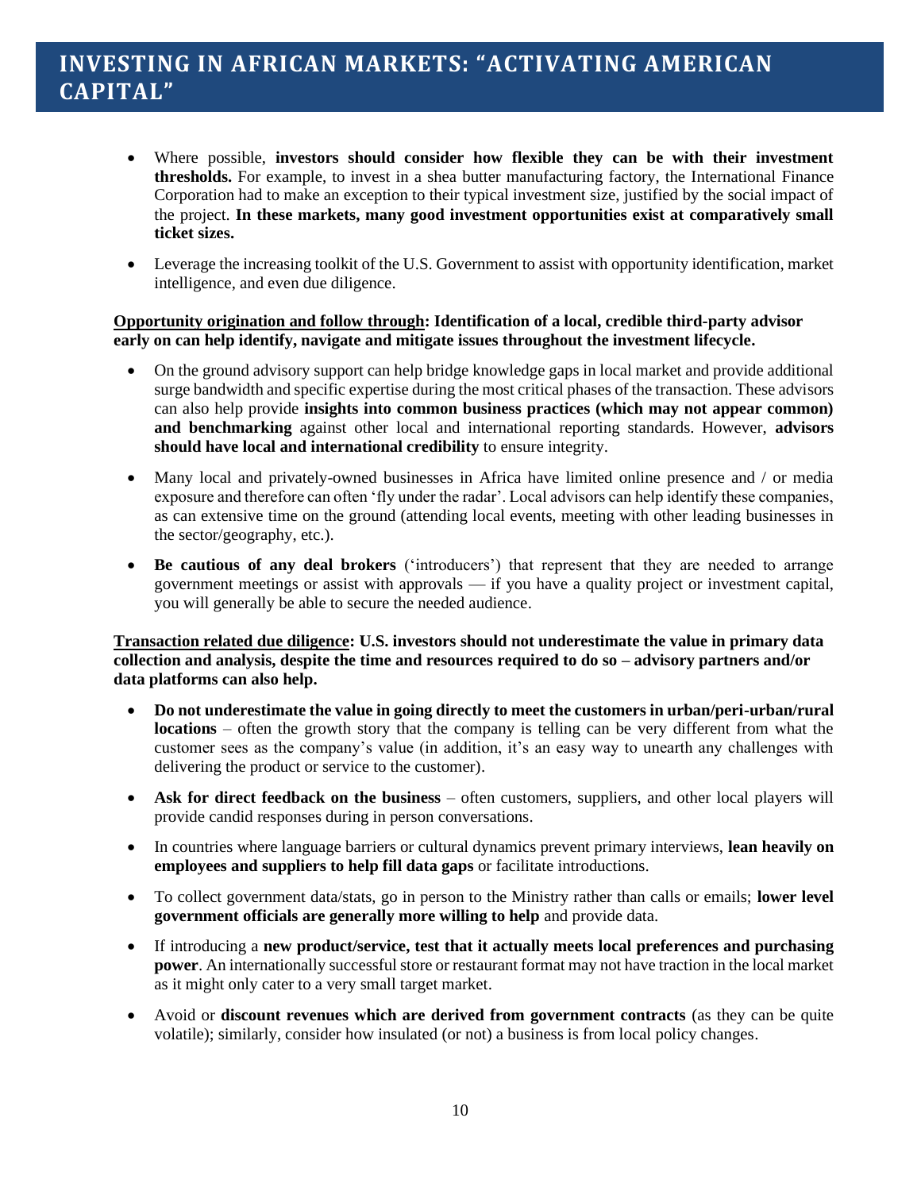- Where possible, **investors should consider how flexible they can be with their investment thresholds.** For example, to invest in a shea butter manufacturing factory, the International Finance Corporation had to make an exception to their typical investment size, justified by the social impact of the project. **In these markets, many good investment opportunities exist at comparatively small ticket sizes.**

- Leverage the increasing toolkit of the U.S. Government to assist with opportunity identification, market intelligence, and even due diligence.

**<u>Opportunity origination and follow through</u>: Identification of a local, credible third-party advisor early on can help identify, navigate and mitigate issues throughout the investment lifecycle.**

- On the ground advisory support can help bridge knowledge gaps in local market and provide additional surge bandwidth and specific expertise during the most critical phases of the transaction. These advisors can also help provide **insights into common business practices (which may not appear common) and benchmarking** against other local and international reporting standards. However, **advisors should have local and international credibility** to ensure integrity.

- Many local and privately-owned businesses in Africa have limited online presence and / or media exposure and therefore can often 'fly under the radar'. Local advisors can help identify these companies, as can extensive time on the ground (attending local events, meeting with other leading businesses in the sector/geography, etc.).

- **Be cautious of any deal brokers** ('introducers') that represent that they are needed to arrange government meetings or assist with approvals — if you have a quality project or investment capital, you will generally be able to secure the needed audience.

**<u>Transaction related due diligence</u>: U.S. investors should not underestimate the value in primary data collection and analysis, despite the time and resources required to do so – advisory partners and/or data platforms can also help.**

- **Do not underestimate the value in going directly to meet the customers in urban/peri-urban/rural locations** – often the growth story that the company is telling can be very different from what the customer sees as the company's value (in addition, it's an easy way to unearth any challenges with delivering the product or service to the customer).

- **Ask for direct feedback on the business** – often customers, suppliers, and other local players will provide candid responses during in person conversations.

- In countries where language barriers or cultural dynamics prevent primary interviews, **lean heavily on employees and suppliers to help fill data gaps** or facilitate introductions.

- To collect government data/stats, go in person to the Ministry rather than calls or emails; **lower level government officials are generally more willing to help** and provide data.

- If introducing a **new product/service, test that it actually meets local preferences and purchasing power**. An internationally successful store or restaurant format may not have traction in the local market as it might only cater to a very small target market.

- Avoid or **discount revenues which are derived from government contracts** (as they can be quite volatile); similarly, consider how insulated (or not) a business is from local policy changes.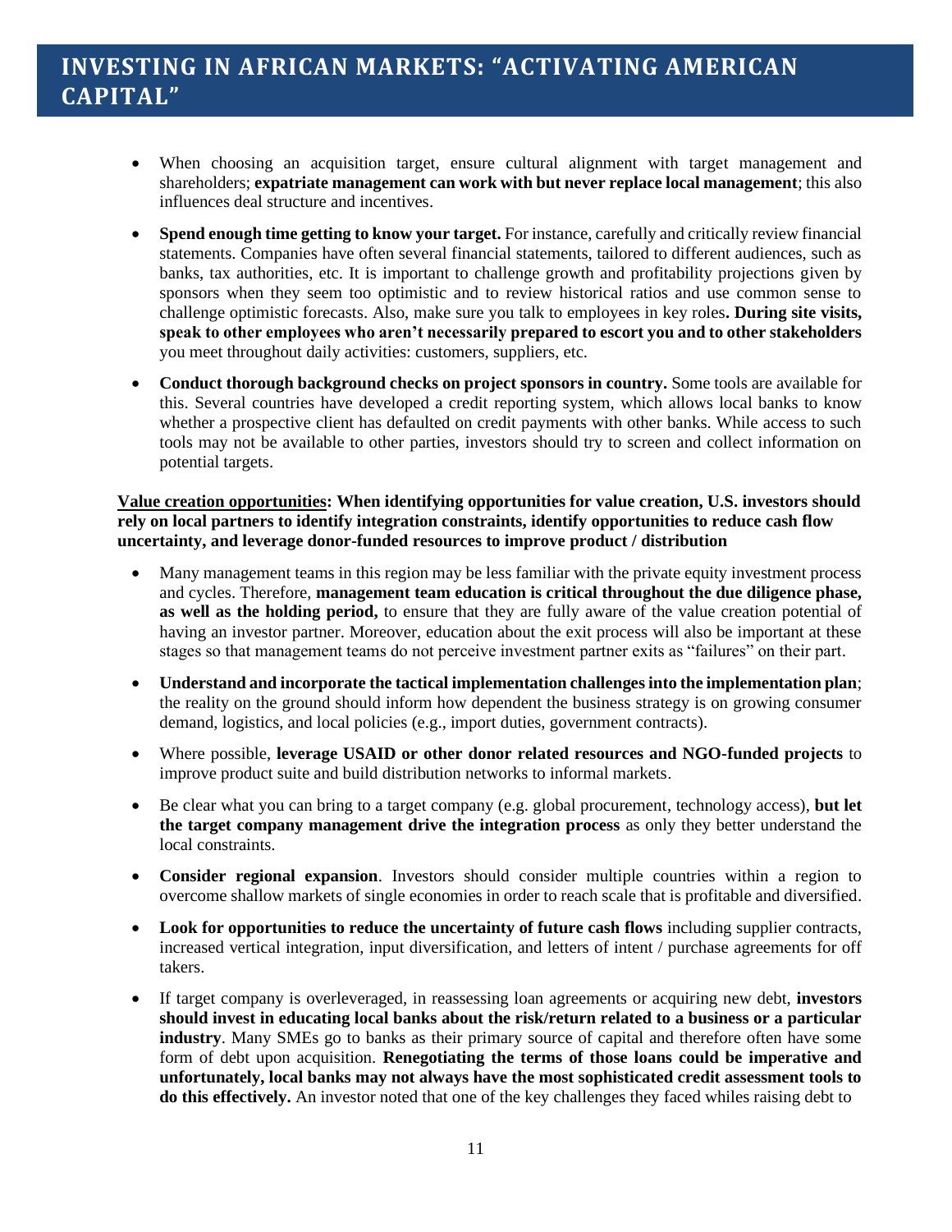- When choosing an acquisition target, ensure cultural alignment with target management and shareholders; **expatriate management can work with but never replace local management**; this also influences deal structure and incentives.

- **Spend enough time getting to know your target.** For instance, carefully and critically review financial statements. Companies have often several financial statements, tailored to different audiences, such as banks, tax authorities, etc. It is important to challenge growth and profitability projections given by sponsors when they seem too optimistic and to review historical ratios and use common sense to challenge optimistic forecasts. Also, make sure you talk to employees in key roles**. During site visits, speak to other employees who aren't necessarily prepared to escort you and to other stakeholders** you meet throughout daily activities: customers, suppliers, etc.

- **Conduct thorough background checks on project sponsors in country.** Some tools are available for this. Several countries have developed a credit reporting system, which allows local banks to know whether a prospective client has defaulted on credit payments with other banks. While access to such tools may not be available to other parties, investors should try to screen and collect information on potential targets.

**<u>Value creation opportunities</u>: When identifying opportunities for value creation, U.S. investors should rely on local partners to identify integration constraints, identify opportunities to reduce cash flow uncertainty, and leverage donor-funded resources to improve product / distribution**

- Many management teams in this region may be less familiar with the private equity investment process and cycles. Therefore, **management team education is critical throughout the due diligence phase, as well as the holding period,** to ensure that they are fully aware of the value creation potential of having an investor partner. Moreover, education about the exit process will also be important at these stages so that management teams do not perceive investment partner exits as "failures" on their part.

- **Understand and incorporate the tactical implementation challenges into the implementation plan**; the reality on the ground should inform how dependent the business strategy is on growing consumer demand, logistics, and local policies (e.g., import duties, government contracts).

- Where possible, **leverage USAID or other donor related resources and NGO-funded projects** to improve product suite and build distribution networks to informal markets.

- Be clear what you can bring to a target company (e.g. global procurement, technology access), **but let the target company management drive the integration process** as only they better understand the local constraints.

- **Consider regional expansion**. Investors should consider multiple countries within a region to overcome shallow markets of single economies in order to reach scale that is profitable and diversified.

- **Look for opportunities to reduce the uncertainty of future cash flows** including supplier contracts, increased vertical integration, input diversification, and letters of intent / purchase agreements for off takers.

- If target company is overleveraged, in reassessing loan agreements or acquiring new debt, **investors should invest in educating local banks about the risk/return related to a business or a particular industry**. Many SMEs go to banks as their primary source of capital and therefore often have some form of debt upon acquisition. **Renegotiating the terms of those loans could be imperative and unfortunately, local banks may not always have the most sophisticated credit assessment tools to do this effectively.** An investor noted that one of the key challenges they faced whiles raising debt to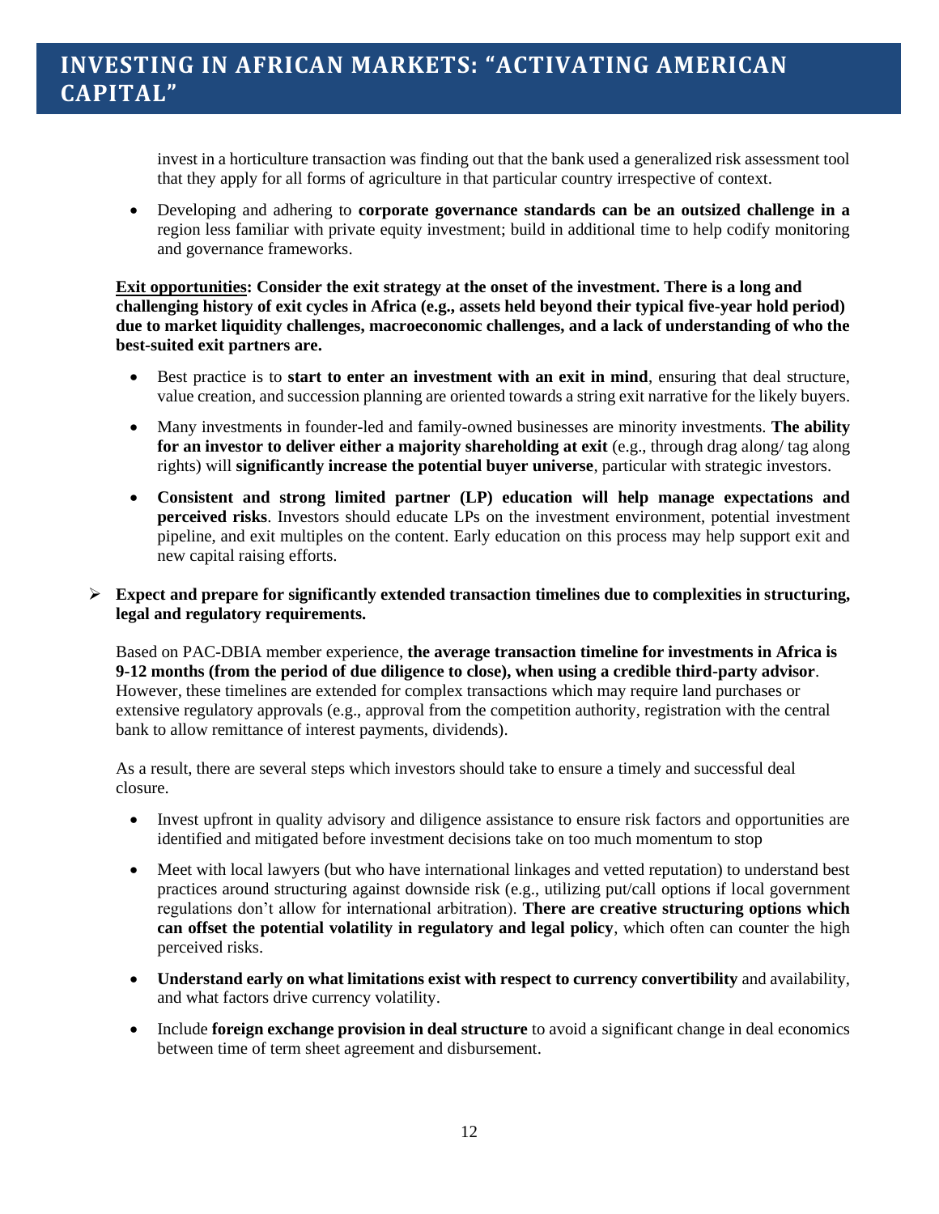invest in a horticulture transaction was finding out that the bank used a generalized risk assessment tool that they apply for all forms of agriculture in that particular country irrespective of context.

- Developing and adhering to **corporate governance standards can be an outsized challenge in a** region less familiar with private equity investment; build in additional time to help codify monitoring and governance frameworks.

**<u>Exit opportunities</u>: Consider the exit strategy at the onset of the investment. There is a long and challenging history of exit cycles in Africa (e.g., assets held beyond their typical five-year hold period) due to market liquidity challenges, macroeconomic challenges, and a lack of understanding of who the best-suited exit partners are.**

- Best practice is to **start to enter an investment with an exit in mind**, ensuring that deal structure, value creation, and succession planning are oriented towards a string exit narrative for the likely buyers.
- Many investments in founder-led and family-owned businesses are minority investments. **The ability for an investor to deliver either a majority shareholding at exit** (e.g., through drag along/ tag along rights) will **significantly increase the potential buyer universe**, particular with strategic investors.
- **Consistent and strong limited partner (LP) education will help manage expectations and perceived risks**. Investors should educate LPs on the investment environment, potential investment pipeline, and exit multiples on the content. Early education on this process may help support exit and new capital raising efforts.

➢ **Expect and prepare for significantly extended transaction timelines due to complexities in structuring, legal and regulatory requirements.**

Based on PAC-DBIA member experience, **the average transaction timeline for investments in Africa is 9-12 months (from the period of due diligence to close), when using a credible third-party advisor**. However, these timelines are extended for complex transactions which may require land purchases or extensive regulatory approvals (e.g., approval from the competition authority, registration with the central bank to allow remittance of interest payments, dividends).

As a result, there are several steps which investors should take to ensure a timely and successful deal closure.

- Invest upfront in quality advisory and diligence assistance to ensure risk factors and opportunities are identified and mitigated before investment decisions take on too much momentum to stop
- Meet with local lawyers (but who have international linkages and vetted reputation) to understand best practices around structuring against downside risk (e.g., utilizing put/call options if local government regulations don't allow for international arbitration). **There are creative structuring options which can offset the potential volatility in regulatory and legal policy**, which often can counter the high perceived risks.
- **Understand early on what limitations exist with respect to currency convertibility** and availability, and what factors drive currency volatility.
- Include **foreign exchange provision in deal structure** to avoid a significant change in deal economics between time of term sheet agreement and disbursement.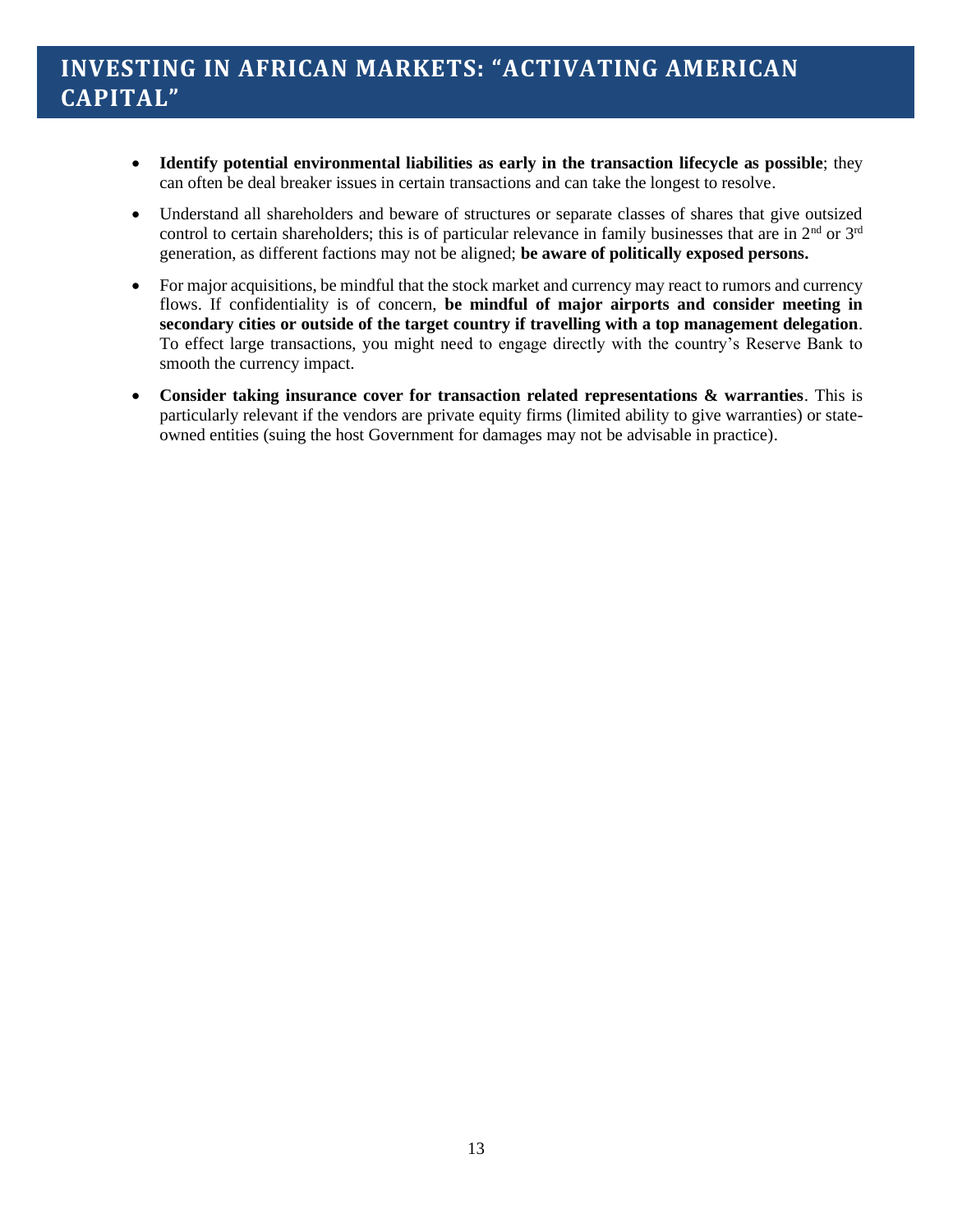- **Identify potential environmental liabilities as early in the transaction lifecycle as possible**; they can often be deal breaker issues in certain transactions and can take the longest to resolve.
- Understand all shareholders and beware of structures or separate classes of shares that give outsized control to certain shareholders; this is of particular relevance in family businesses that are in 2nd or 3rd generation, as different factions may not be aligned; **be aware of politically exposed persons.**
- For major acquisitions, be mindful that the stock market and currency may react to rumors and currency flows. If confidentiality is of concern, **be mindful of major airports and consider meeting in secondary cities or outside of the target country if travelling with a top management delegation**. To effect large transactions, you might need to engage directly with the country's Reserve Bank to smooth the currency impact.
- **Consider taking insurance cover for transaction related representations & warranties**. This is particularly relevant if the vendors are private equity firms (limited ability to give warranties) or state-owned entities (suing the host Government for damages may not be advisable in practice).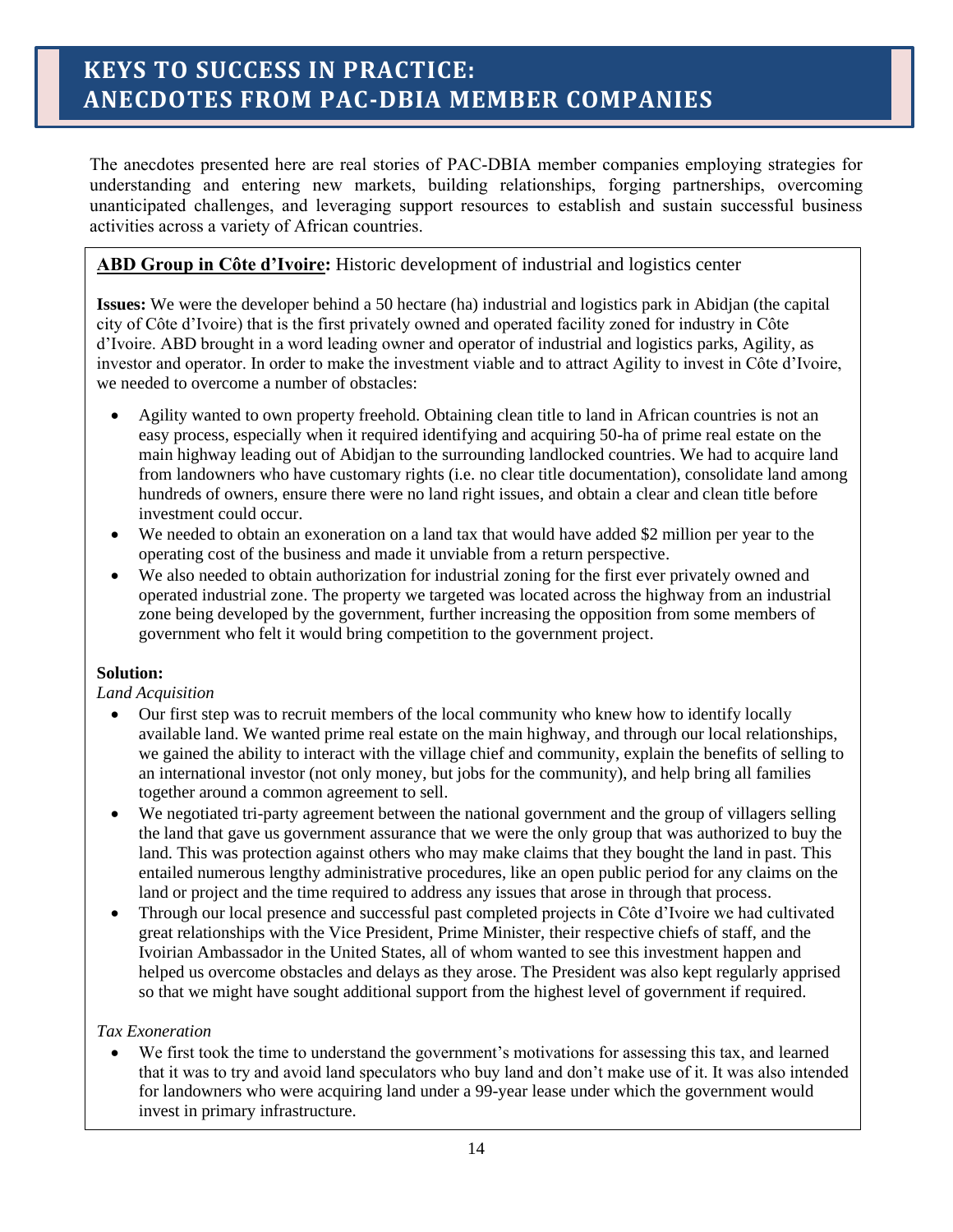# KEYS TO SUCCESS IN PRACTICE: ANECDOTES FROM PAC-DBIA MEMBER COMPANIES

The anecdotes presented here are real stories of PAC-DBIA member companies employing strategies for understanding and entering new markets, building relationships, forging partnerships, overcoming unanticipated challenges, and leveraging support resources to establish and sustain successful business activities across a variety of African countries.

**ABD Group in Côte d'Ivoire:** Historic development of industrial and logistics center

**Issues:** We were the developer behind a 50 hectare (ha) industrial and logistics park in Abidjan (the capital city of Côte d'Ivoire) that is the first privately owned and operated facility zoned for industry in Côte d'Ivoire. ABD brought in a word leading owner and operator of industrial and logistics parks, Agility, as investor and operator. In order to make the investment viable and to attract Agility to invest in Côte d'Ivoire, we needed to overcome a number of obstacles:

- Agility wanted to own property freehold. Obtaining clean title to land in African countries is not an easy process, especially when it required identifying and acquiring 50-ha of prime real estate on the main highway leading out of Abidjan to the surrounding landlocked countries. We had to acquire land from landowners who have customary rights (i.e. no clear title documentation), consolidate land among hundreds of owners, ensure there were no land right issues, and obtain a clear and clean title before investment could occur.
- We needed to obtain an exoneration on a land tax that would have added $2 million per year to the operating cost of the business and made it unviable from a return perspective.
- We also needed to obtain authorization for industrial zoning for the first ever privately owned and operated industrial zone. The property we targeted was located across the highway from an industrial zone being developed by the government, further increasing the opposition from some members of government who felt it would bring competition to the government project.

**Solution:**

*Land Acquisition*

- Our first step was to recruit members of the local community who knew how to identify locally available land. We wanted prime real estate on the main highway, and through our local relationships, we gained the ability to interact with the village chief and community, explain the benefits of selling to an international investor (not only money, but jobs for the community), and help bring all families together around a common agreement to sell.
- We negotiated tri-party agreement between the national government and the group of villagers selling the land that gave us government assurance that we were the only group that was authorized to buy the land. This was protection against others who may make claims that they bought the land in past. This entailed numerous lengthy administrative procedures, like an open public period for any claims on the land or project and the time required to address any issues that arose in through that process.
- Through our local presence and successful past completed projects in Côte d'Ivoire we had cultivated great relationships with the Vice President, Prime Minister, their respective chiefs of staff, and the Ivoirian Ambassador in the United States, all of whom wanted to see this investment happen and helped us overcome obstacles and delays as they arose. The President was also kept regularly apprised so that we might have sought additional support from the highest level of government if required.

*Tax Exoneration*

- We first took the time to understand the government's motivations for assessing this tax, and learned that it was to try and avoid land speculators who buy land and don't make use of it. It was also intended for landowners who were acquiring land under a 99-year lease under which the government would invest in primary infrastructure.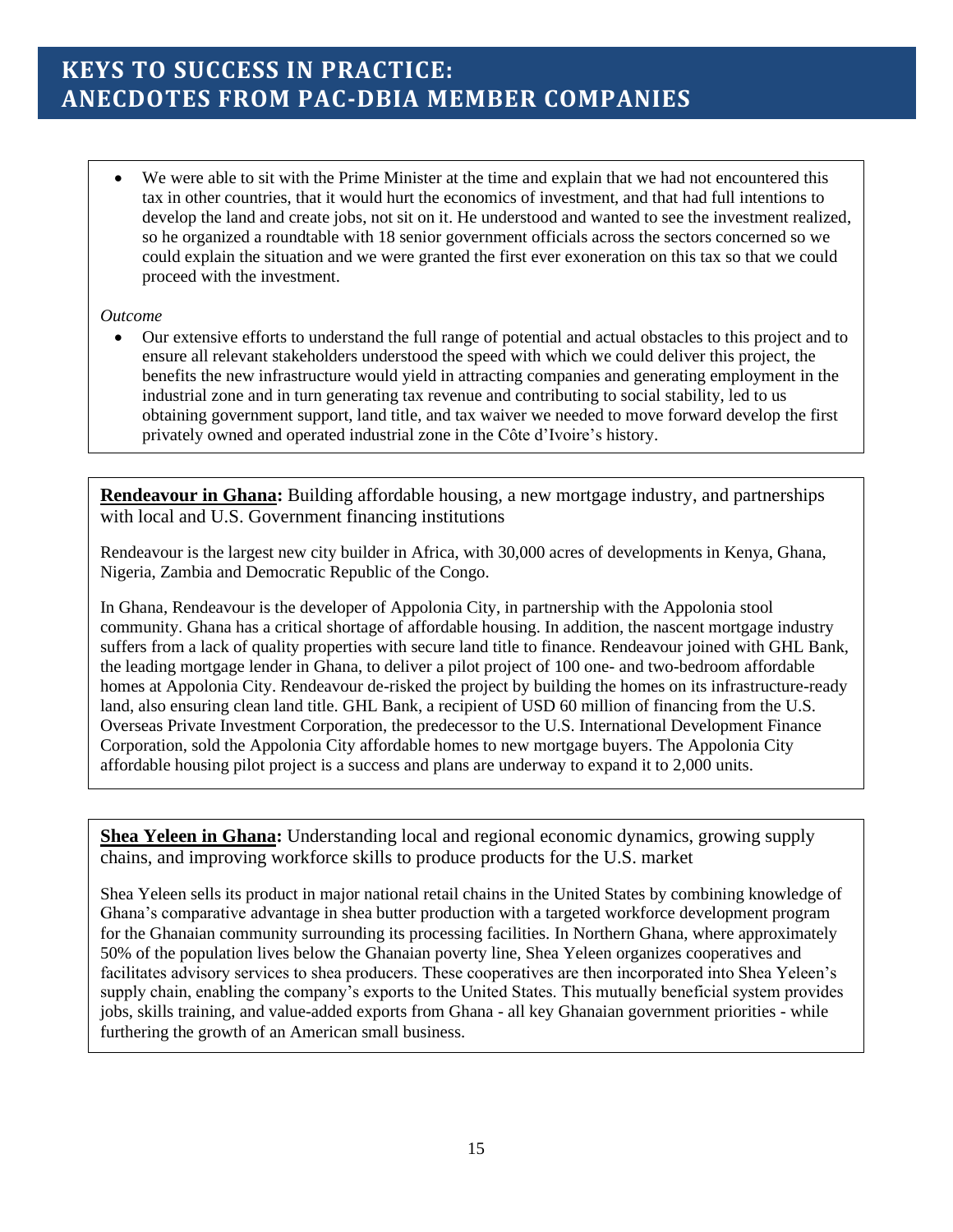# KEYS TO SUCCESS IN PRACTICE: ANECDOTES FROM PAC-DBIA MEMBER COMPANIES

- We were able to sit with the Prime Minister at the time and explain that we had not encountered this tax in other countries, that it would hurt the economics of investment, and that had full intentions to develop the land and create jobs, not sit on it. He understood and wanted to see the investment realized, so he organized a roundtable with 18 senior government officials across the sectors concerned so we could explain the situation and we were granted the first ever exoneration on this tax so that we could proceed with the investment.

*Outcome*

- Our extensive efforts to understand the full range of potential and actual obstacles to this project and to ensure all relevant stakeholders understood the speed with which we could deliver this project, the benefits the new infrastructure would yield in attracting companies and generating employment in the industrial zone and in turn generating tax revenue and contributing to social stability, led to us obtaining government support, land title, and tax waiver we needed to move forward develop the first privately owned and operated industrial zone in the Côte d'Ivoire's history.

**Rendeavour in Ghana:** Building affordable housing, a new mortgage industry, and partnerships with local and U.S. Government financing institutions

Rendeavour is the largest new city builder in Africa, with 30,000 acres of developments in Kenya, Ghana, Nigeria, Zambia and Democratic Republic of the Congo.

In Ghana, Rendeavour is the developer of Appolonia City, in partnership with the Appolonia stool community. Ghana has a critical shortage of affordable housing. In addition, the nascent mortgage industry suffers from a lack of quality properties with secure land title to finance. Rendeavour joined with GHL Bank, the leading mortgage lender in Ghana, to deliver a pilot project of 100 one- and two-bedroom affordable homes at Appolonia City. Rendeavour de-risked the project by building the homes on its infrastructure-ready land, also ensuring clean land title. GHL Bank, a recipient of USD 60 million of financing from the U.S. Overseas Private Investment Corporation, the predecessor to the U.S. International Development Finance Corporation, sold the Appolonia City affordable homes to new mortgage buyers. The Appolonia City affordable housing pilot project is a success and plans are underway to expand it to 2,000 units.

**Shea Yeleen in Ghana:** Understanding local and regional economic dynamics, growing supply chains, and improving workforce skills to produce products for the U.S. market

Shea Yeleen sells its product in major national retail chains in the United States by combining knowledge of Ghana's comparative advantage in shea butter production with a targeted workforce development program for the Ghanaian community surrounding its processing facilities. In Northern Ghana, where approximately 50% of the population lives below the Ghanaian poverty line, Shea Yeleen organizes cooperatives and facilitates advisory services to shea producers. These cooperatives are then incorporated into Shea Yeleen's supply chain, enabling the company's exports to the United States. This mutually beneficial system provides jobs, skills training, and value-added exports from Ghana - all key Ghanaian government priorities - while furthering the growth of an American small business.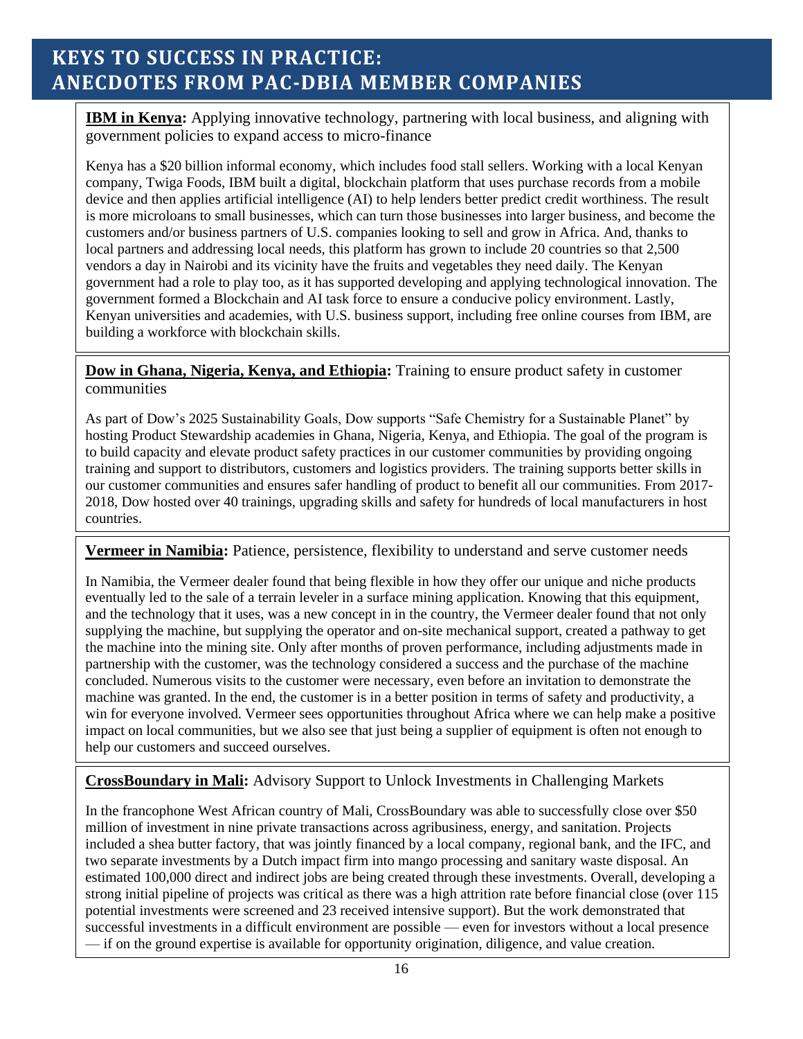# KEYS TO SUCCESS IN PRACTICE: ANECDOTES FROM PAC-DBIA MEMBER COMPANIES

**IBM in Kenya:** Applying innovative technology, partnering with local business, and aligning with government policies to expand access to micro-finance

Kenya has a $20 billion informal economy, which includes food stall sellers. Working with a local Kenyan company, Twiga Foods, IBM built a digital, blockchain platform that uses purchase records from a mobile device and then applies artificial intelligence (AI) to help lenders better predict credit worthiness. The result is more microloans to small businesses, which can turn those businesses into larger business, and become the customers and/or business partners of U.S. companies looking to sell and grow in Africa. And, thanks to local partners and addressing local needs, this platform has grown to include 20 countries so that 2,500 vendors a day in Nairobi and its vicinity have the fruits and vegetables they need daily. The Kenyan government had a role to play too, as it has supported developing and applying technological innovation. The government formed a Blockchain and AI task force to ensure a conducive policy environment. Lastly, Kenyan universities and academies, with U.S. business support, including free online courses from IBM, are building a workforce with blockchain skills.

**Dow in Ghana, Nigeria, Kenya, and Ethiopia:** Training to ensure product safety in customer communities

As part of Dow's 2025 Sustainability Goals, Dow supports "Safe Chemistry for a Sustainable Planet" by hosting Product Stewardship academies in Ghana, Nigeria, Kenya, and Ethiopia. The goal of the program is to build capacity and elevate product safety practices in our customer communities by providing ongoing training and support to distributors, customers and logistics providers. The training supports better skills in our customer communities and ensures safer handling of product to benefit all our communities. From 2017-2018, Dow hosted over 40 trainings, upgrading skills and safety for hundreds of local manufacturers in host countries.

**Vermeer in Namibia:** Patience, persistence, flexibility to understand and serve customer needs

In Namibia, the Vermeer dealer found that being flexible in how they offer our unique and niche products eventually led to the sale of a terrain leveler in a surface mining application. Knowing that this equipment, and the technology that it uses, was a new concept in in the country, the Vermeer dealer found that not only supplying the machine, but supplying the operator and on-site mechanical support, created a pathway to get the machine into the mining site. Only after months of proven performance, including adjustments made in partnership with the customer, was the technology considered a success and the purchase of the machine concluded. Numerous visits to the customer were necessary, even before an invitation to demonstrate the machine was granted. In the end, the customer is in a better position in terms of safety and productivity, a win for everyone involved. Vermeer sees opportunities throughout Africa where we can help make a positive impact on local communities, but we also see that just being a supplier of equipment is often not enough to help our customers and succeed ourselves.

**CrossBoundary in Mali:** Advisory Support to Unlock Investments in Challenging Markets

In the francophone West African country of Mali, CrossBoundary was able to successfully close over $50 million of investment in nine private transactions across agribusiness, energy, and sanitation. Projects included a shea butter factory, that was jointly financed by a local company, regional bank, and the IFC, and two separate investments by a Dutch impact firm into mango processing and sanitary waste disposal. An estimated 100,000 direct and indirect jobs are being created through these investments. Overall, developing a strong initial pipeline of projects was critical as there was a high attrition rate before financial close (over 115 potential investments were screened and 23 received intensive support). But the work demonstrated that successful investments in a difficult environment are possible — even for investors without a local presence — if on the ground expertise is available for opportunity origination, diligence, and value creation.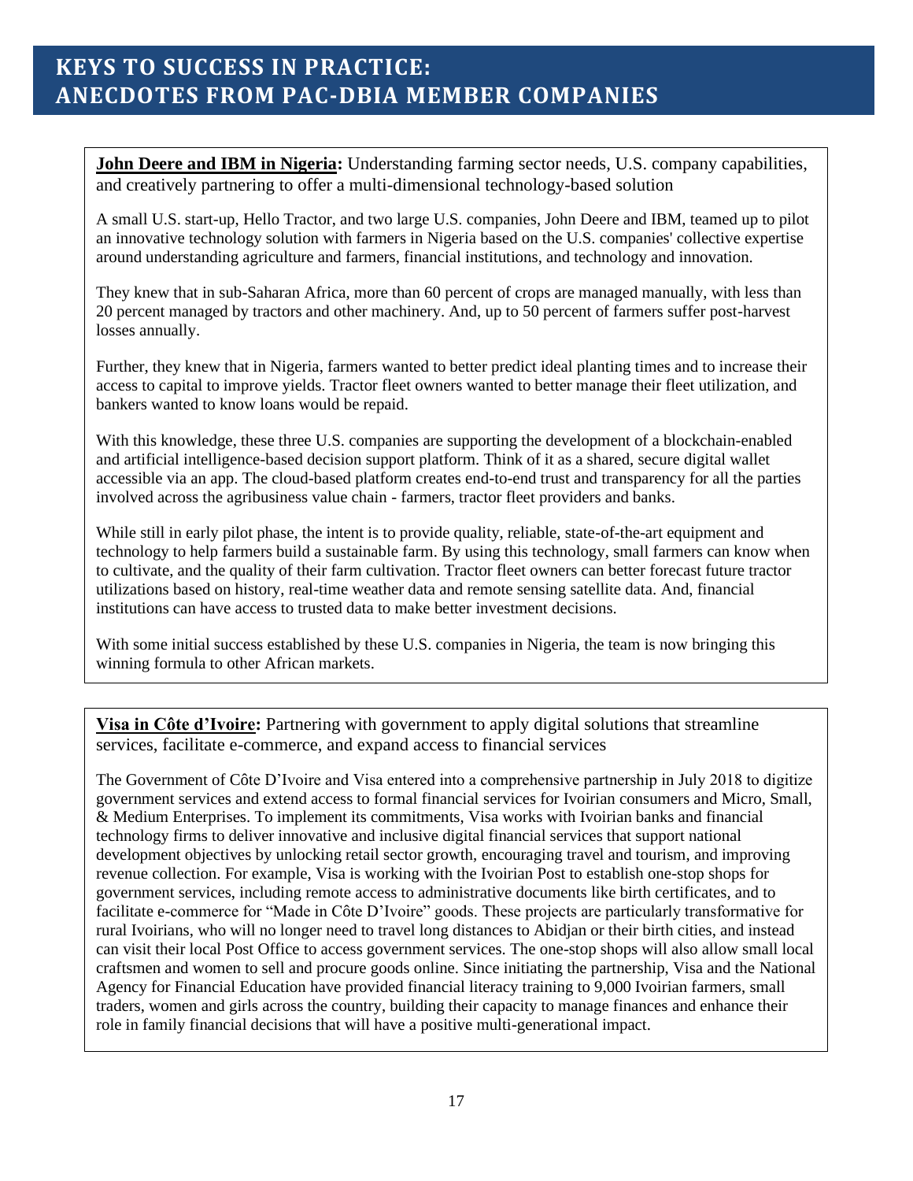# KEYS TO SUCCESS IN PRACTICE: ANECDOTES FROM PAC-DBIA MEMBER COMPANIES

**John Deere and IBM in Nigeria:** Understanding farming sector needs, U.S. company capabilities, and creatively partnering to offer a multi-dimensional technology-based solution

A small U.S. start-up, Hello Tractor, and two large U.S. companies, John Deere and IBM, teamed up to pilot an innovative technology solution with farmers in Nigeria based on the U.S. companies' collective expertise around understanding agriculture and farmers, financial institutions, and technology and innovation.

They knew that in sub-Saharan Africa, more than 60 percent of crops are managed manually, with less than 20 percent managed by tractors and other machinery. And, up to 50 percent of farmers suffer post-harvest losses annually.

Further, they knew that in Nigeria, farmers wanted to better predict ideal planting times and to increase their access to capital to improve yields. Tractor fleet owners wanted to better manage their fleet utilization, and bankers wanted to know loans would be repaid.

With this knowledge, these three U.S. companies are supporting the development of a blockchain-enabled and artificial intelligence-based decision support platform. Think of it as a shared, secure digital wallet accessible via an app. The cloud-based platform creates end-to-end trust and transparency for all the parties involved across the agribusiness value chain - farmers, tractor fleet providers and banks.

While still in early pilot phase, the intent is to provide quality, reliable, state-of-the-art equipment and technology to help farmers build a sustainable farm. By using this technology, small farmers can know when to cultivate, and the quality of their farm cultivation. Tractor fleet owners can better forecast future tractor utilizations based on history, real-time weather data and remote sensing satellite data. And, financial institutions can have access to trusted data to make better investment decisions.

With some initial success established by these U.S. companies in Nigeria, the team is now bringing this winning formula to other African markets.

**Visa in Côte d'Ivoire:** Partnering with government to apply digital solutions that streamline services, facilitate e-commerce, and expand access to financial services

The Government of Côte D'Ivoire and Visa entered into a comprehensive partnership in July 2018 to digitize government services and extend access to formal financial services for Ivoirian consumers and Micro, Small, & Medium Enterprises. To implement its commitments, Visa works with Ivoirian banks and financial technology firms to deliver innovative and inclusive digital financial services that support national development objectives by unlocking retail sector growth, encouraging travel and tourism, and improving revenue collection. For example, Visa is working with the Ivoirian Post to establish one-stop shops for government services, including remote access to administrative documents like birth certificates, and to facilitate e-commerce for "Made in Côte D'Ivoire" goods. These projects are particularly transformative for rural Ivoirians, who will no longer need to travel long distances to Abidjan or their birth cities, and instead can visit their local Post Office to access government services. The one-stop shops will also allow small local craftsmen and women to sell and procure goods online. Since initiating the partnership, Visa and the National Agency for Financial Education have provided financial literacy training to 9,000 Ivoirian farmers, small traders, women and girls across the country, building their capacity to manage finances and enhance their role in family financial decisions that will have a positive multi-generational impact.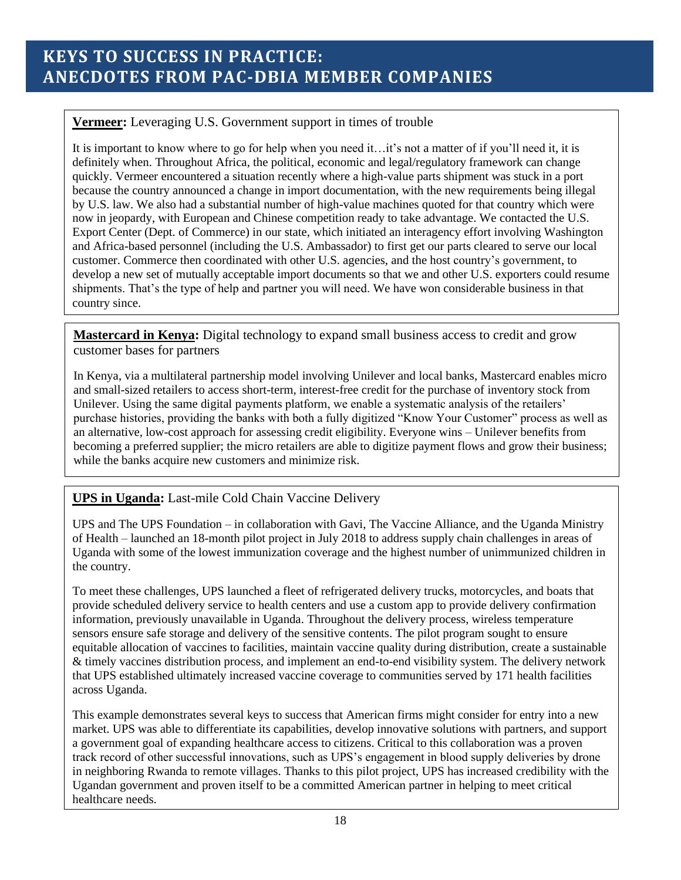# KEYS TO SUCCESS IN PRACTICE: ANECDOTES FROM PAC-DBIA MEMBER COMPANIES

**Vermeer:** Leveraging U.S. Government support in times of trouble

It is important to know where to go for help when you need it…it's not a matter of if you'll need it, it is definitely when. Throughout Africa, the political, economic and legal/regulatory framework can change quickly. Vermeer encountered a situation recently where a high-value parts shipment was stuck in a port because the country announced a change in import documentation, with the new requirements being illegal by U.S. law. We also had a substantial number of high-value machines quoted for that country which were now in jeopardy, with European and Chinese competition ready to take advantage. We contacted the U.S. Export Center (Dept. of Commerce) in our state, which initiated an interagency effort involving Washington and Africa-based personnel (including the U.S. Ambassador) to first get our parts cleared to serve our local customer. Commerce then coordinated with other U.S. agencies, and the host country's government, to develop a new set of mutually acceptable import documents so that we and other U.S. exporters could resume shipments. That's the type of help and partner you will need. We have won considerable business in that country since.

**Mastercard in Kenya:** Digital technology to expand small business access to credit and grow customer bases for partners

In Kenya, via a multilateral partnership model involving Unilever and local banks, Mastercard enables micro and small-sized retailers to access short-term, interest-free credit for the purchase of inventory stock from Unilever. Using the same digital payments platform, we enable a systematic analysis of the retailers' purchase histories, providing the banks with both a fully digitized "Know Your Customer" process as well as an alternative, low-cost approach for assessing credit eligibility. Everyone wins – Unilever benefits from becoming a preferred supplier; the micro retailers are able to digitize payment flows and grow their business; while the banks acquire new customers and minimize risk.

**UPS in Uganda:** Last-mile Cold Chain Vaccine Delivery

UPS and The UPS Foundation – in collaboration with Gavi, The Vaccine Alliance, and the Uganda Ministry of Health – launched an 18-month pilot project in July 2018 to address supply chain challenges in areas of Uganda with some of the lowest immunization coverage and the highest number of unimmunized children in the country.

To meet these challenges, UPS launched a fleet of refrigerated delivery trucks, motorcycles, and boats that provide scheduled delivery service to health centers and use a custom app to provide delivery confirmation information, previously unavailable in Uganda. Throughout the delivery process, wireless temperature sensors ensure safe storage and delivery of the sensitive contents. The pilot program sought to ensure equitable allocation of vaccines to facilities, maintain vaccine quality during distribution, create a sustainable & timely vaccines distribution process, and implement an end-to-end visibility system. The delivery network that UPS established ultimately increased vaccine coverage to communities served by 171 health facilities across Uganda.

This example demonstrates several keys to success that American firms might consider for entry into a new market. UPS was able to differentiate its capabilities, develop innovative solutions with partners, and support a government goal of expanding healthcare access to citizens. Critical to this collaboration was a proven track record of other successful innovations, such as UPS's engagement in blood supply deliveries by drone in neighboring Rwanda to remote villages. Thanks to this pilot project, UPS has increased credibility with the Ugandan government and proven itself to be a committed American partner in helping to meet critical healthcare needs.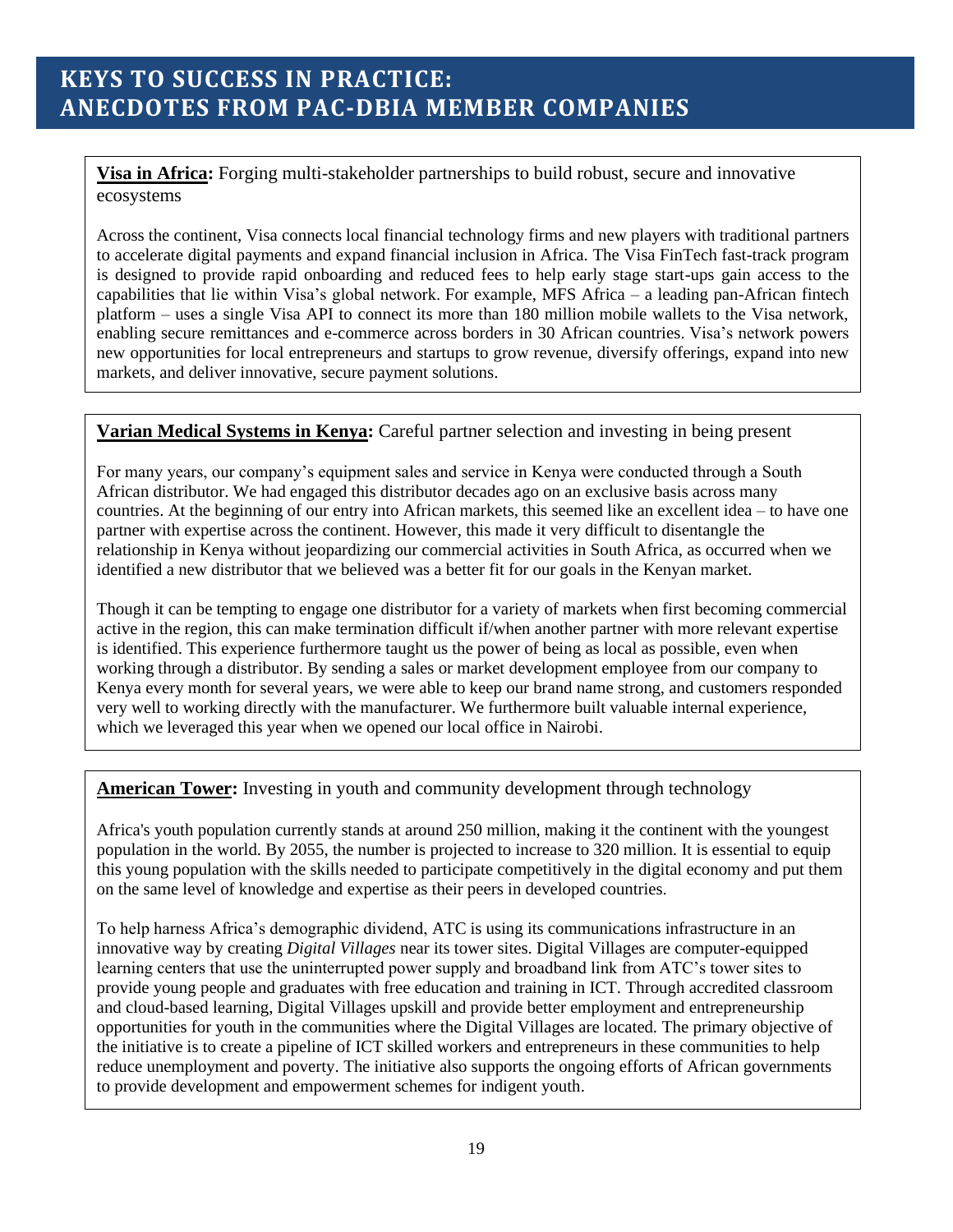# KEYS TO SUCCESS IN PRACTICE: ANECDOTES FROM PAC-DBIA MEMBER COMPANIES

**Visa in Africa:** Forging multi-stakeholder partnerships to build robust, secure and innovative ecosystems

Across the continent, Visa connects local financial technology firms and new players with traditional partners to accelerate digital payments and expand financial inclusion in Africa. The Visa FinTech fast-track program is designed to provide rapid onboarding and reduced fees to help early stage start-ups gain access to the capabilities that lie within Visa's global network. For example, MFS Africa – a leading pan-African fintech platform – uses a single Visa API to connect its more than 180 million mobile wallets to the Visa network, enabling secure remittances and e-commerce across borders in 30 African countries. Visa's network powers new opportunities for local entrepreneurs and startups to grow revenue, diversify offerings, expand into new markets, and deliver innovative, secure payment solutions.

**Varian Medical Systems in Kenya:** Careful partner selection and investing in being present

For many years, our company's equipment sales and service in Kenya were conducted through a South African distributor. We had engaged this distributor decades ago on an exclusive basis across many countries. At the beginning of our entry into African markets, this seemed like an excellent idea – to have one partner with expertise across the continent. However, this made it very difficult to disentangle the relationship in Kenya without jeopardizing our commercial activities in South Africa, as occurred when we identified a new distributor that we believed was a better fit for our goals in the Kenyan market.

Though it can be tempting to engage one distributor for a variety of markets when first becoming commercial active in the region, this can make termination difficult if/when another partner with more relevant expertise is identified. This experience furthermore taught us the power of being as local as possible, even when working through a distributor. By sending a sales or market development employee from our company to Kenya every month for several years, we were able to keep our brand name strong, and customers responded very well to working directly with the manufacturer. We furthermore built valuable internal experience, which we leveraged this year when we opened our local office in Nairobi.

**American Tower:** Investing in youth and community development through technology

Africa's youth population currently stands at around 250 million, making it the continent with the youngest population in the world. By 2055, the number is projected to increase to 320 million. It is essential to equip this young population with the skills needed to participate competitively in the digital economy and put them on the same level of knowledge and expertise as their peers in developed countries.

To help harness Africa's demographic dividend, ATC is using its communications infrastructure in an innovative way by creating *Digital Villages* near its tower sites. Digital Villages are computer-equipped learning centers that use the uninterrupted power supply and broadband link from ATC's tower sites to provide young people and graduates with free education and training in ICT. Through accredited classroom and cloud-based learning, Digital Villages upskill and provide better employment and entrepreneurship opportunities for youth in the communities where the Digital Villages are located. The primary objective of the initiative is to create a pipeline of ICT skilled workers and entrepreneurs in these communities to help reduce unemployment and poverty. The initiative also supports the ongoing efforts of African governments to provide development and empowerment schemes for indigent youth.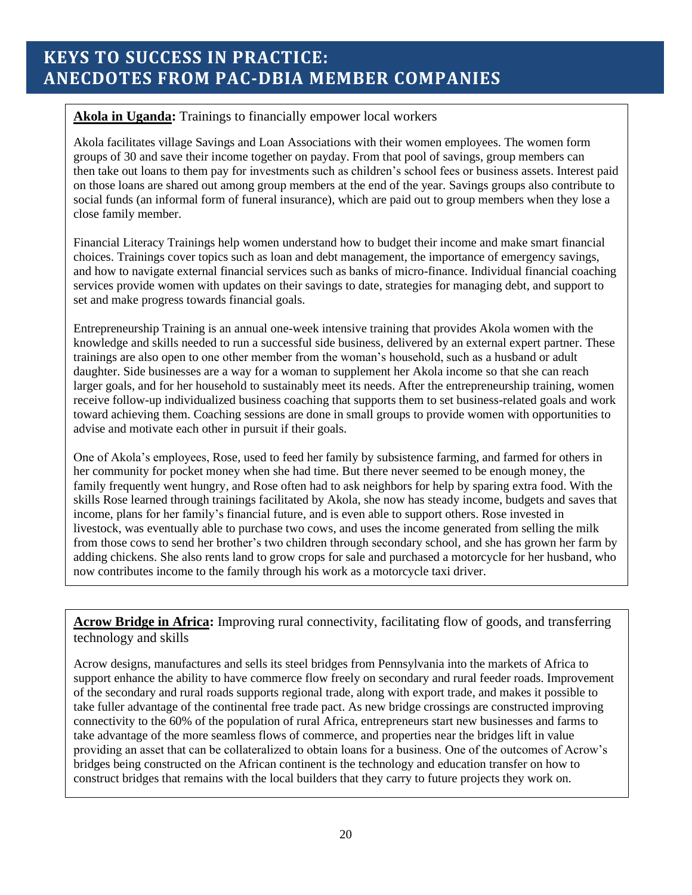# KEYS TO SUCCESS IN PRACTICE: ANECDOTES FROM PAC-DBIA MEMBER COMPANIES

**Akola in Uganda:** Trainings to financially empower local workers

Akola facilitates village Savings and Loan Associations with their women employees. The women form groups of 30 and save their income together on payday. From that pool of savings, group members can then take out loans to them pay for investments such as children's school fees or business assets. Interest paid on those loans are shared out among group members at the end of the year. Savings groups also contribute to social funds (an informal form of funeral insurance), which are paid out to group members when they lose a close family member.

Financial Literacy Trainings help women understand how to budget their income and make smart financial choices. Trainings cover topics such as loan and debt management, the importance of emergency savings, and how to navigate external financial services such as banks of micro-finance. Individual financial coaching services provide women with updates on their savings to date, strategies for managing debt, and support to set and make progress towards financial goals.

Entrepreneurship Training is an annual one-week intensive training that provides Akola women with the knowledge and skills needed to run a successful side business, delivered by an external expert partner. These trainings are also open to one other member from the woman's household, such as a husband or adult daughter. Side businesses are a way for a woman to supplement her Akola income so that she can reach larger goals, and for her household to sustainably meet its needs. After the entrepreneurship training, women receive follow-up individualized business coaching that supports them to set business-related goals and work toward achieving them. Coaching sessions are done in small groups to provide women with opportunities to advise and motivate each other in pursuit if their goals.

One of Akola's employees, Rose, used to feed her family by subsistence farming, and farmed for others in her community for pocket money when she had time. But there never seemed to be enough money, the family frequently went hungry, and Rose often had to ask neighbors for help by sparing extra food. With the skills Rose learned through trainings facilitated by Akola, she now has steady income, budgets and saves that income, plans for her family's financial future, and is even able to support others. Rose invested in livestock, was eventually able to purchase two cows, and uses the income generated from selling the milk from those cows to send her brother's two children through secondary school, and she has grown her farm by adding chickens. She also rents land to grow crops for sale and purchased a motorcycle for her husband, who now contributes income to the family through his work as a motorcycle taxi driver.

**Acrow Bridge in Africa:** Improving rural connectivity, facilitating flow of goods, and transferring technology and skills

Acrow designs, manufactures and sells its steel bridges from Pennsylvania into the markets of Africa to support enhance the ability to have commerce flow freely on secondary and rural feeder roads. Improvement of the secondary and rural roads supports regional trade, along with export trade, and makes it possible to take fuller advantage of the continental free trade pact. As new bridge crossings are constructed improving connectivity to the 60% of the population of rural Africa, entrepreneurs start new businesses and farms to take advantage of the more seamless flows of commerce, and properties near the bridges lift in value providing an asset that can be collateralized to obtain loans for a business. One of the outcomes of Acrow's bridges being constructed on the African continent is the technology and education transfer on how to construct bridges that remains with the local builders that they carry to future projects they work on.